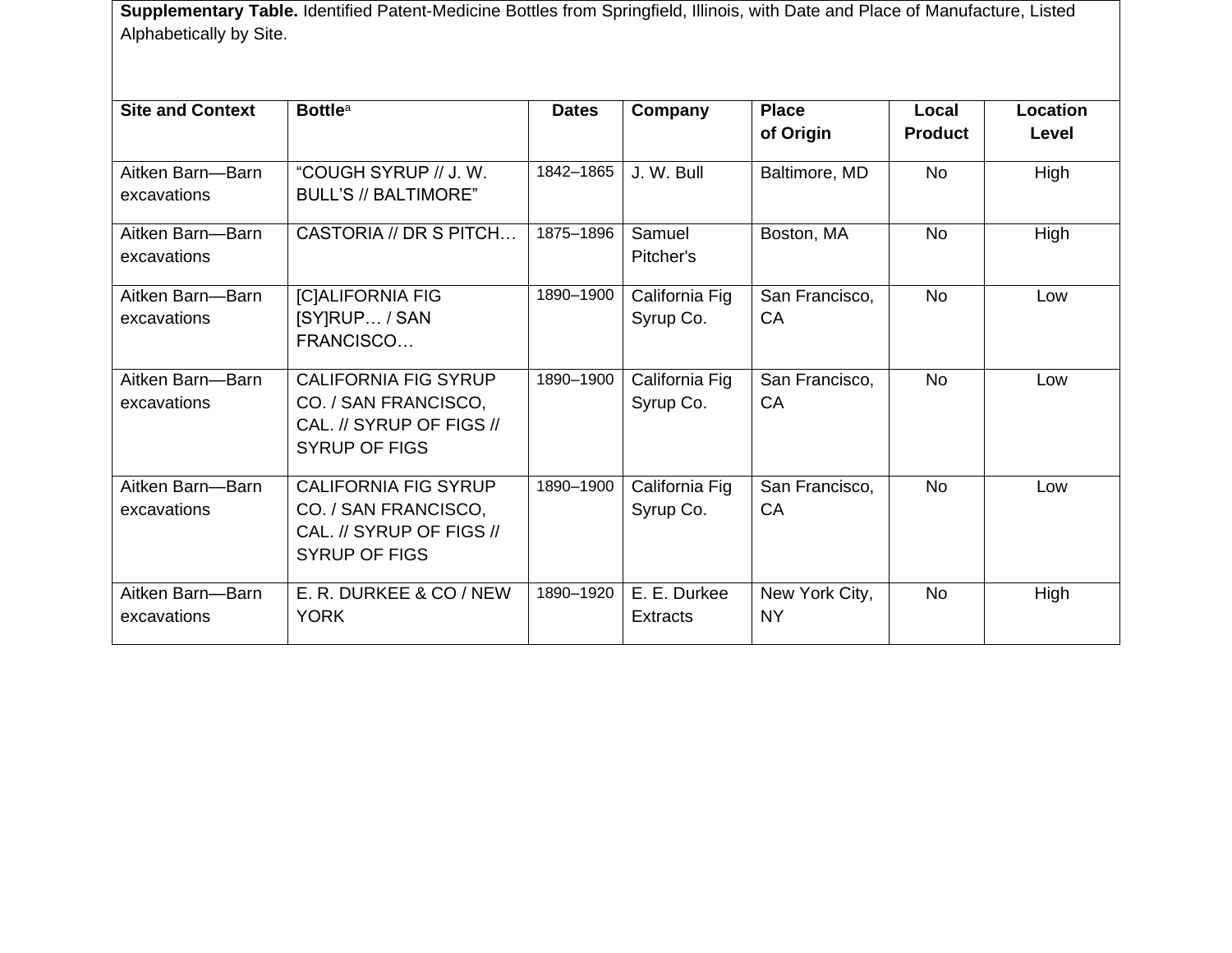**Supplementary Table.** Identified Patent-Medicine Bottles from Springfield, Illinois, with Date and Place of Manufacture, Listed Alphabetically by Site.

| Site and Context | Bottle[a] | Dates | Company | Place of Origin | Local Product | Location Level |
|---|---|---|---|---|---|---|
| Aitken Barn—Barn excavations | “COUGH SYRUP // J. W. BULL’S // BALTIMORE” | 1842–1865 | J. W. Bull | Baltimore, MD | No | High |
| Aitken Barn—Barn excavations | CASTORIA // DR S PITCH… | 1875–1896 | Samuel Pitcher's | Boston, MA | No | High |
| Aitken Barn—Barn excavations | [C]ALIFORNIA FIG [SY]RUP… / SAN FRANCISCO… | 1890–1900 | California Fig Syrup Co. | San Francisco, CA | No | Low |
| Aitken Barn—Barn excavations | CALIFORNIA FIG SYRUP CO. / SAN FRANCISCO, CAL. // SYRUP OF FIGS // SYRUP OF FIGS | 1890–1900 | California Fig Syrup Co. | San Francisco, CA | No | Low |
| Aitken Barn—Barn excavations | CALIFORNIA FIG SYRUP CO. / SAN FRANCISCO, CAL. // SYRUP OF FIGS // SYRUP OF FIGS | 1890–1900 | California Fig Syrup Co. | San Francisco, CA | No | Low |
| Aitken Barn—Barn excavations | E. R. DURKEE & CO / NEW YORK | 1890–1920 | E. E. Durkee Extracts | New York City, NY | No | High |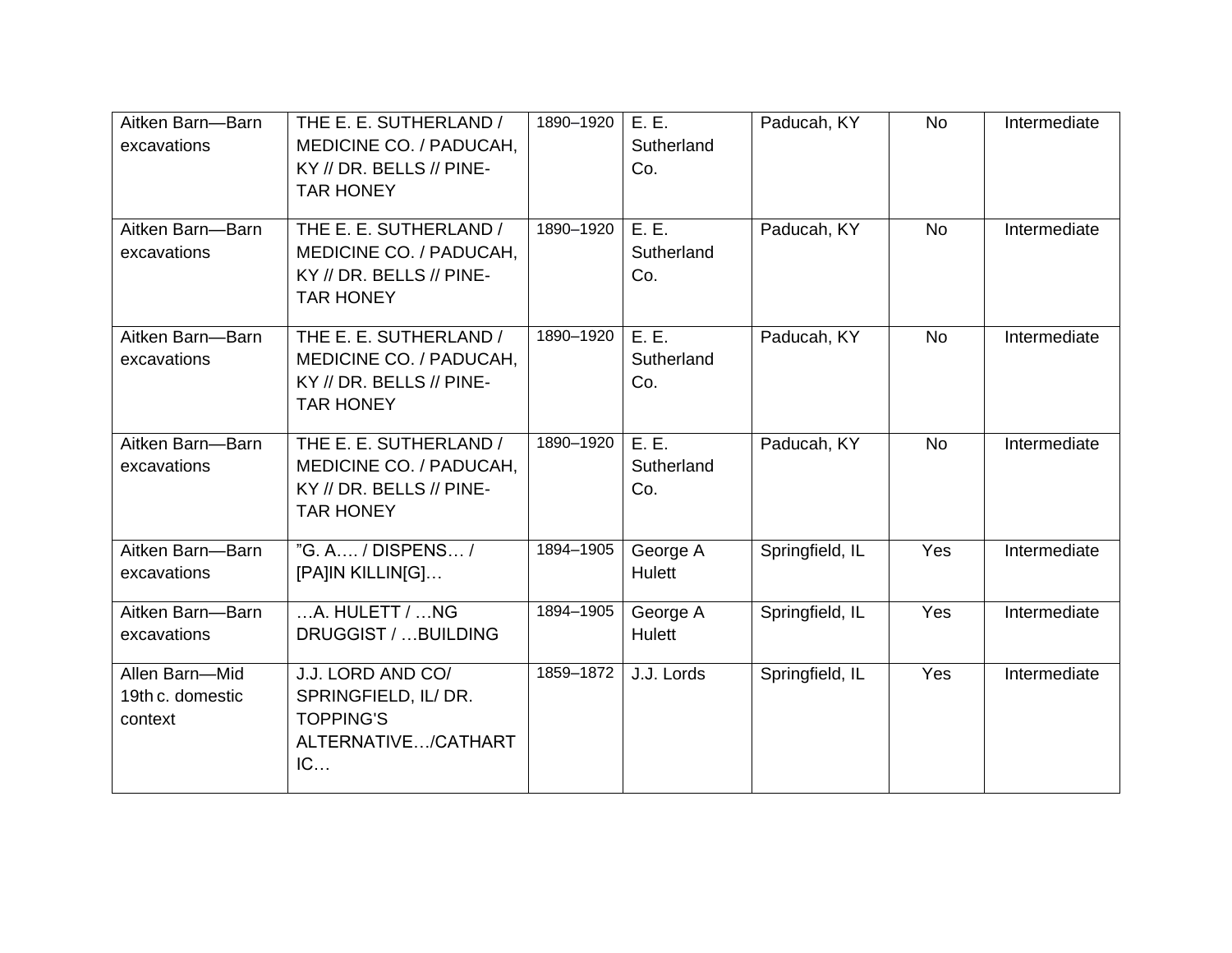| Aitken Barn—Barn excavations | THE E. E. SUTHERLAND / MEDICINE CO. / PADUCAH, KY // DR. BELLS // PINE-TAR HONEY | 1890–1920 | E. E. Sutherland Co. | Paducah, KY | No | Intermediate |
|---|---|---|---|---|---|---|
| Aitken Barn—Barn excavations | THE E. E. SUTHERLAND / MEDICINE CO. / PADUCAH, KY // DR. BELLS // PINE-TAR HONEY | 1890–1920 | E. E. Sutherland Co. | Paducah, KY | No | Intermediate |
| Aitken Barn—Barn excavations | THE E. E. SUTHERLAND / MEDICINE CO. / PADUCAH, KY // DR. BELLS // PINE-TAR HONEY | 1890–1920 | E. E. Sutherland Co. | Paducah, KY | No | Intermediate |
| Aitken Barn—Barn excavations | THE E. E. SUTHERLAND / MEDICINE CO. / PADUCAH, KY // DR. BELLS // PINE-TAR HONEY | 1890–1920 | E. E. Sutherland Co. | Paducah, KY | No | Intermediate |
| Aitken Barn—Barn excavations | "G. A…. / DISPENS… / [PA]IN KILLIN[G]… | 1894–1905 | George A Hulett | Springfield, IL | Yes | Intermediate |
| Aitken Barn—Barn excavations | …A. HULETT / …NG DRUGGIST / …BUILDING | 1894–1905 | George A Hulett | Springfield, IL | Yes | Intermediate |
| Allen Barn—Mid 19th c. domestic context | J.J. LORD AND CO/ SPRINGFIELD, IL/ DR. TOPPING'S ALTERNATIVE…/CATHARTIC… | 1859–1872 | J.J. Lords | Springfield, IL | Yes | Intermediate |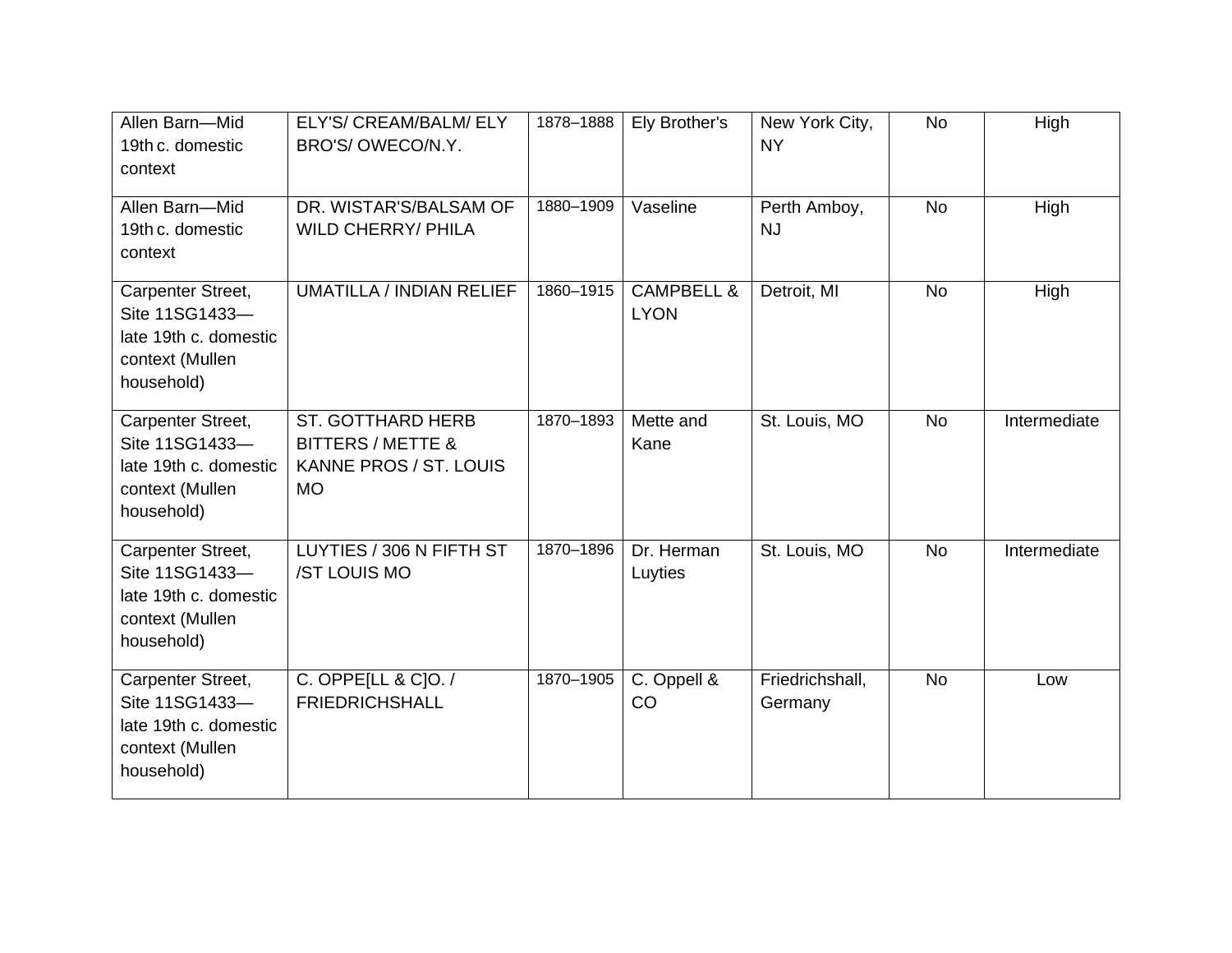| | | | | | | |
|---|---|---|---|---|---|---|
| Allen Barn—Mid 19th c. domestic context | ELY'S/ CREAM/BALM/ ELY BRO'S/ OWECO/N.Y. | 1878–1888 | Ely Brother's | New York City, NY | No | High |
| Allen Barn—Mid 19th c. domestic context | DR. WISTAR'S/BALSAM OF WILD CHERRY/ PHILA | 1880–1909 | Vaseline | Perth Amboy, NJ | No | High |
| Carpenter Street, Site 11SG1433—late 19th c. domestic context (Mullen household) | UMATILLA / INDIAN RELIEF | 1860–1915 | CAMPBELL & LYON | Detroit, MI | No | High |
| Carpenter Street, Site 11SG1433—late 19th c. domestic context (Mullen household) | ST. GOTTHARD HERB BITTERS / METTE & KANNE PROS / ST. LOUIS MO | 1870–1893 | Mette and Kane | St. Louis, MO | No | Intermediate |
| Carpenter Street, Site 11SG1433—late 19th c. domestic context (Mullen household) | LUYTIES / 306 N FIFTH ST /ST LOUIS MO | 1870–1896 | Dr. Herman Luyties | St. Louis, MO | No | Intermediate |
| Carpenter Street, Site 11SG1433—late 19th c. domestic context (Mullen household) | C. OPPE[LL & C]O. / FRIEDRICHSHALL | 1870–1905 | C. Oppell & CO | Friedrichshall, Germany | No | Low |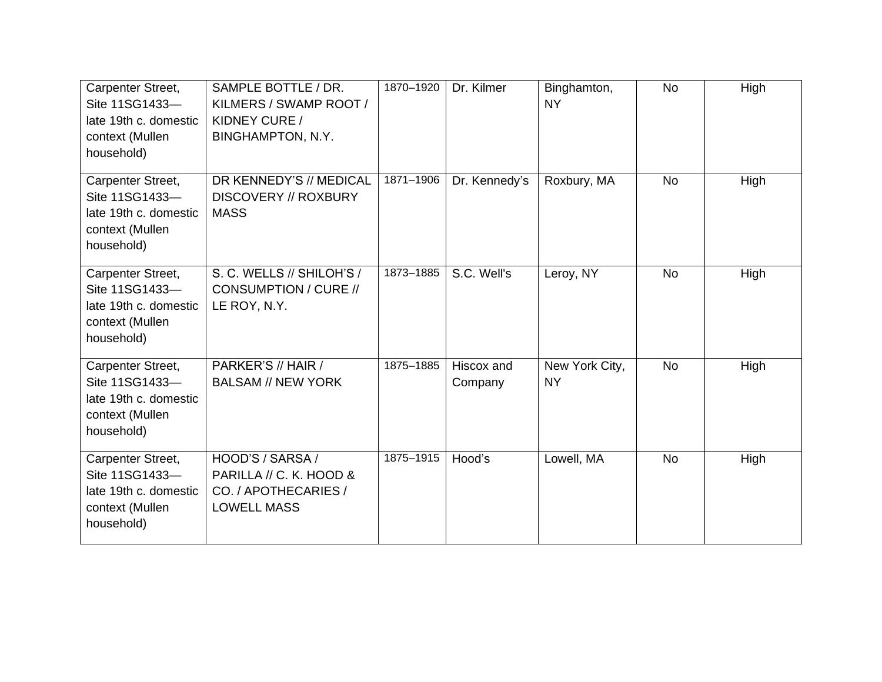| Carpenter Street, Site 11SG1433—late 19th c. domestic context (Mullen household) | SAMPLE BOTTLE / DR. KILMERS / SWAMP ROOT / KIDNEY CURE / BINGHAMPTON, N.Y. | 1870–1920 | Dr. Kilmer | Binghamton, NY | No | High |
|---|---|---|---|---|---|---|
| Carpenter Street, Site 11SG1433—late 19th c. domestic context (Mullen household) | DR KENNEDY'S // MEDICAL DISCOVERY // ROXBURY MASS | 1871–1906 | Dr. Kennedy's | Roxbury, MA | No | High |
| Carpenter Street, Site 11SG1433—late 19th c. domestic context (Mullen household) | S. C. WELLS // SHILOH'S / CONSUMPTION / CURE // LE ROY, N.Y. | 1873–1885 | S.C. Well's | Leroy, NY | No | High |
| Carpenter Street, Site 11SG1433—late 19th c. domestic context (Mullen household) | PARKER'S // HAIR / BALSAM // NEW YORK | 1875–1885 | Hiscox and Company | New York City, NY | No | High |
| Carpenter Street, Site 11SG1433—late 19th c. domestic context (Mullen household) | HOOD'S / SARSA / PARILLA // C. K. HOOD & CO. / APOTHECARIES / LOWELL MASS | 1875–1915 | Hood's | Lowell, MA | No | High |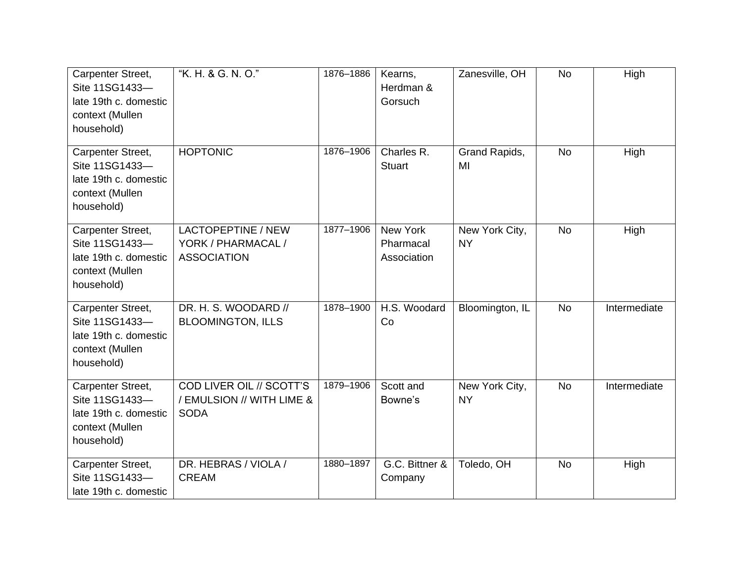| | | | | | | |
|---|---|---|---|---|---|---|
| Carpenter Street, Site 11SG1433—late 19th c. domestic context (Mullen household) | "K. H. & G. N. O." | 1876–1886 | Kearns, Herdman & Gorsuch | Zanesville, OH | No | High |
| Carpenter Street, Site 11SG1433—late 19th c. domestic context (Mullen household) | HOPTONIC | 1876–1906 | Charles R. Stuart | Grand Rapids, MI | No | High |
| Carpenter Street, Site 11SG1433—late 19th c. domestic context (Mullen household) | LACTOPEPTINE / NEW YORK / PHARMACAL / ASSOCIATION | 1877–1906 | New York Pharmacal Association | New York City, NY | No | High |
| Carpenter Street, Site 11SG1433—late 19th c. domestic context (Mullen household) | DR. H. S. WOODARD // BLOOMINGTON, ILLS | 1878–1900 | H.S. Woodard Co | Bloomington, IL | No | Intermediate |
| Carpenter Street, Site 11SG1433—late 19th c. domestic context (Mullen household) | COD LIVER OIL // SCOTT'S / EMULSION // WITH LIME & SODA | 1879–1906 | Scott and Bowne's | New York City, NY | No | Intermediate |
| Carpenter Street, Site 11SG1433—late 19th c. domestic | DR. HEBRAS / VIOLA / CREAM | 1880–1897 | G.C. Bittner & Company | Toledo, OH | No | High |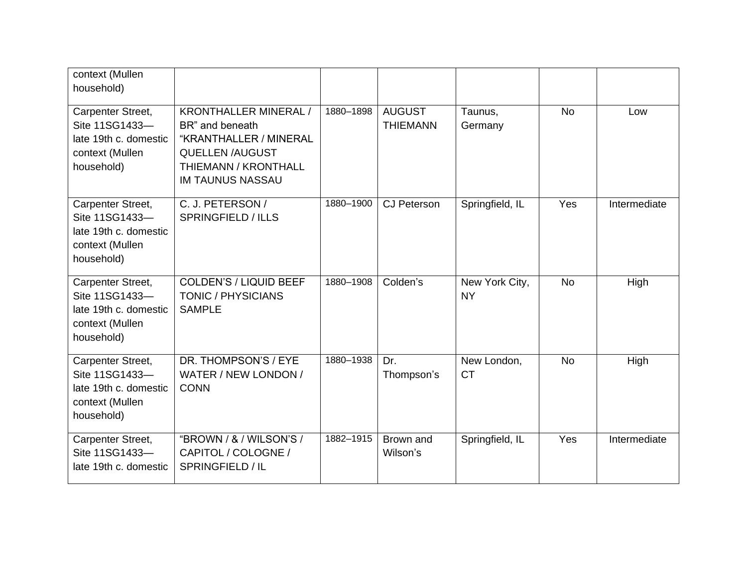| | | | | | | |
|---|---|---|---|---|---|---|
| context (Mullen household) | | | | | | |
| Carpenter Street, Site 11SG1433—late 19th c. domestic context (Mullen household) | KRONTHALLER MINERAL / BR" and beneath "KRANTHALLER / MINERAL QUELLEN /AUGUST THIEMANN / KRONTHALL IM TAUNUS NASSAU | 1880–1898 | AUGUST THIEMANN | Taunus, Germany | No | Low |
| Carpenter Street, Site 11SG1433—late 19th c. domestic context (Mullen household) | C. J. PETERSON / SPRINGFIELD / ILLS | 1880–1900 | CJ Peterson | Springfield, IL | Yes | Intermediate |
| Carpenter Street, Site 11SG1433—late 19th c. domestic context (Mullen household) | COLDEN'S / LIQUID BEEF TONIC / PHYSICIANS SAMPLE | 1880–1908 | Colden's | New York City, NY | No | High |
| Carpenter Street, Site 11SG1433—late 19th c. domestic context (Mullen household) | DR. THOMPSON'S / EYE WATER / NEW LONDON / CONN | 1880–1938 | Dr. Thompson's | New London, CT | No | High |
| Carpenter Street, Site 11SG1433—late 19th c. domestic | "BROWN / & / WILSON'S / CAPITOL / COLOGNE / SPRINGFIELD / IL | 1882–1915 | Brown and Wilson's | Springfield, IL | Yes | Intermediate |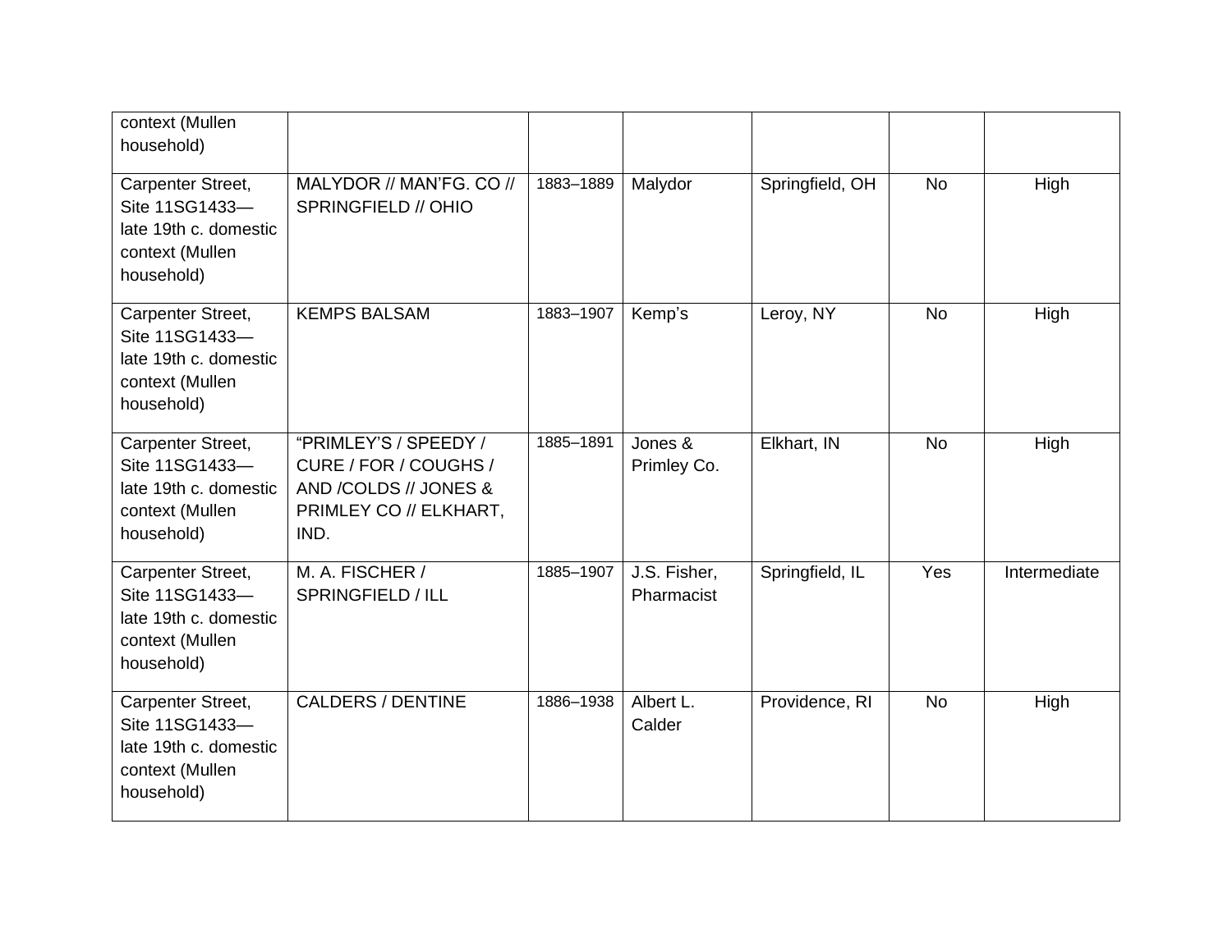| | | | | | | |
|---|---|---|---|---|---|---|
| context (Mullen household) | | | | | | |
| Carpenter Street, Site 11SG1433—late 19th c. domestic context (Mullen household) | MALYDOR // MAN'FG. CO // SPRINGFIELD // OHIO | 1883–1889 | Malydor | Springfield, OH | No | High |
| Carpenter Street, Site 11SG1433—late 19th c. domestic context (Mullen household) | KEMPS BALSAM | 1883–1907 | Kemp's | Leroy, NY | No | High |
| Carpenter Street, Site 11SG1433—late 19th c. domestic context (Mullen household) | "PRIMLEY'S / SPEEDY / CURE / FOR / COUGHS / AND /COLDS // JONES & PRIMLEY CO // ELKHART, IND. | 1885–1891 | Jones & Primley Co. | Elkhart, IN | No | High |
| Carpenter Street, Site 11SG1433—late 19th c. domestic context (Mullen household) | M. A. FISCHER / SPRINGFIELD / ILL | 1885–1907 | J.S. Fisher, Pharmacist | Springfield, IL | Yes | Intermediate |
| Carpenter Street, Site 11SG1433—late 19th c. domestic context (Mullen household) | CALDERS / DENTINE | 1886–1938 | Albert L. Calder | Providence, RI | No | High |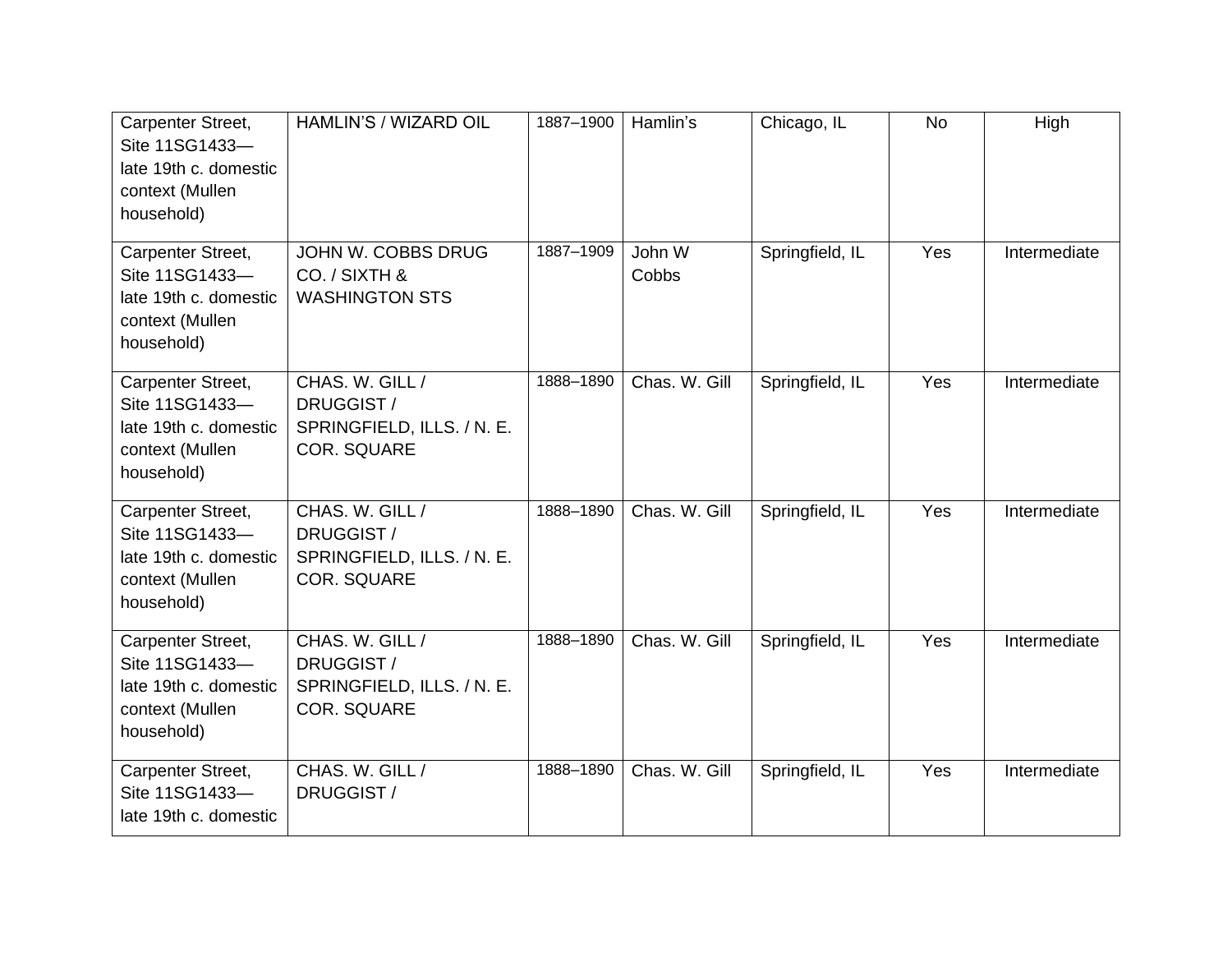| | | | | | | |
|---|---|---|---|---|---|---|
| Carpenter Street, Site 11SG1433—late 19th c. domestic context (Mullen household) | HAMLIN'S / WIZARD OIL | 1887–1900 | Hamlin's | Chicago, IL | No | High |
| Carpenter Street, Site 11SG1433—late 19th c. domestic context (Mullen household) | JOHN W. COBBS DRUG CO. / SIXTH & WASHINGTON STS | 1887–1909 | John W Cobbs | Springfield, IL | Yes | Intermediate |
| Carpenter Street, Site 11SG1433—late 19th c. domestic context (Mullen household) | CHAS. W. GILL / DRUGGIST / SPRINGFIELD, ILLS. / N. E. COR. SQUARE | 1888–1890 | Chas. W. Gill | Springfield, IL | Yes | Intermediate |
| Carpenter Street, Site 11SG1433—late 19th c. domestic context (Mullen household) | CHAS. W. GILL / DRUGGIST / SPRINGFIELD, ILLS. / N. E. COR. SQUARE | 1888–1890 | Chas. W. Gill | Springfield, IL | Yes | Intermediate |
| Carpenter Street, Site 11SG1433—late 19th c. domestic context (Mullen household) | CHAS. W. GILL / DRUGGIST / SPRINGFIELD, ILLS. / N. E. COR. SQUARE | 1888–1890 | Chas. W. Gill | Springfield, IL | Yes | Intermediate |
| Carpenter Street, Site 11SG1433—late 19th c. domestic | CHAS. W. GILL / DRUGGIST / | 1888–1890 | Chas. W. Gill | Springfield, IL | Yes | Intermediate |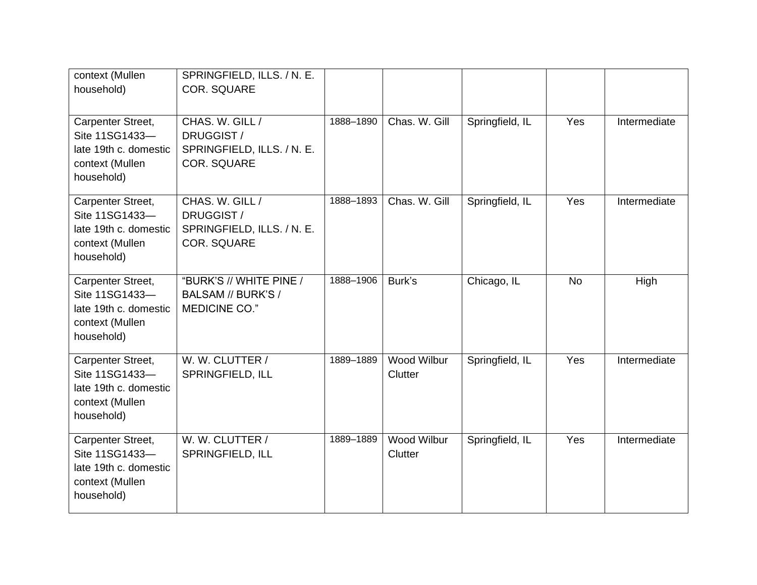| | | | | | | |
|---|---|---|---|---|---|---|
| context (Mullen household) | SPRINGFIELD, ILLS. / N. E. COR. SQUARE | | | | | |
| Carpenter Street, Site 11SG1433—late 19th c. domestic context (Mullen household) | CHAS. W. GILL / DRUGGIST / SPRINGFIELD, ILLS. / N. E. COR. SQUARE | 1888–1890 | Chas. W. Gill | Springfield, IL | Yes | Intermediate |
| Carpenter Street, Site 11SG1433—late 19th c. domestic context (Mullen household) | CHAS. W. GILL / DRUGGIST / SPRINGFIELD, ILLS. / N. E. COR. SQUARE | 1888–1893 | Chas. W. Gill | Springfield, IL | Yes | Intermediate |
| Carpenter Street, Site 11SG1433—late 19th c. domestic context (Mullen household) | "BURK'S // WHITE PINE / BALSAM // BURK'S / MEDICINE CO." | 1888–1906 | Burk's | Chicago, IL | No | High |
| Carpenter Street, Site 11SG1433—late 19th c. domestic context (Mullen household) | W. W. CLUTTER / SPRINGFIELD, ILL | 1889–1889 | Wood Wilbur Clutter | Springfield, IL | Yes | Intermediate |
| Carpenter Street, Site 11SG1433—late 19th c. domestic context (Mullen household) | W. W. CLUTTER / SPRINGFIELD, ILL | 1889–1889 | Wood Wilbur Clutter | Springfield, IL | Yes | Intermediate |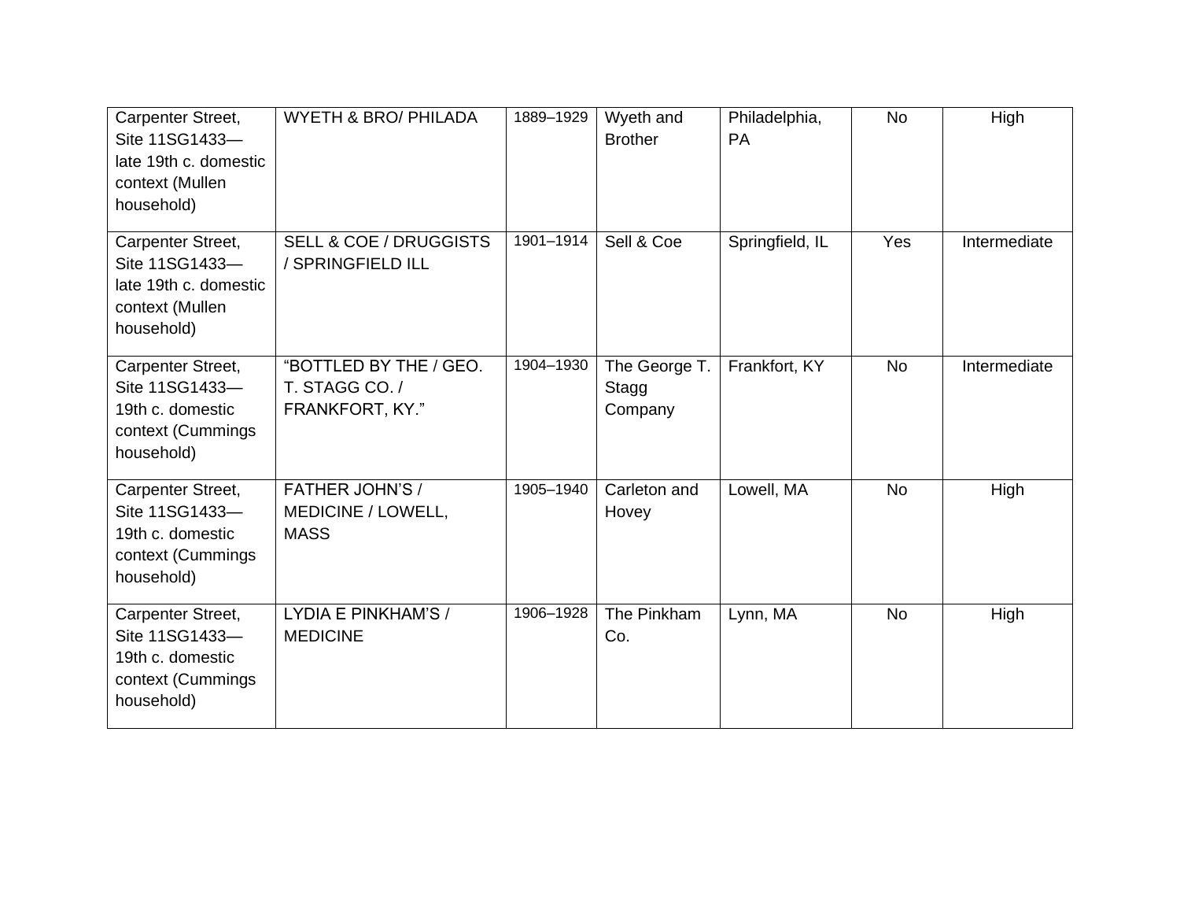| | | | | | | |
|---|---|---|---|---|---|---|
| Carpenter Street, Site 11SG1433—late 19th c. domestic context (Mullen household) | WYETH & BRO/ PHILADA | 1889–1929 | Wyeth and Brother | Philadelphia, PA | No | High |
| Carpenter Street, Site 11SG1433—late 19th c. domestic context (Mullen household) | SELL & COE / DRUGGISTS / SPRINGFIELD ILL | 1901–1914 | Sell & Coe | Springfield, IL | Yes | Intermediate |
| Carpenter Street, Site 11SG1433—19th c. domestic context (Cummings household) | "BOTTLED BY THE / GEO. T. STAGG CO. / FRANKFORT, KY." | 1904–1930 | The George T. Stagg Company | Frankfort, KY | No | Intermediate |
| Carpenter Street, Site 11SG1433—19th c. domestic context (Cummings household) | FATHER JOHN'S / MEDICINE / LOWELL, MASS | 1905–1940 | Carleton and Hovey | Lowell, MA | No | High |
| Carpenter Street, Site 11SG1433—19th c. domestic context (Cummings household) | LYDIA E PINKHAM'S / MEDICINE | 1906–1928 | The Pinkham Co. | Lynn, MA | No | High |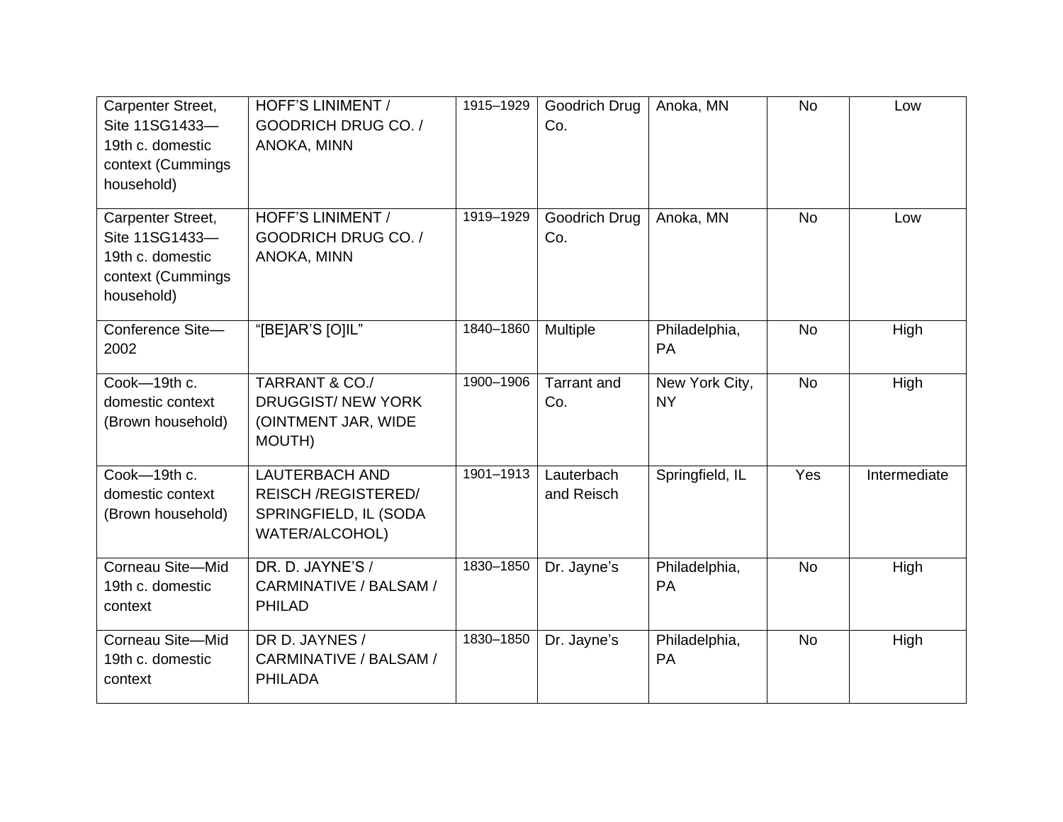| | | | | | | |
|---|---|---|---|---|---|---|
| Carpenter Street, Site 11SG1433—19th c. domestic context (Cummings household) | HOFF'S LINIMENT / GOODRICH DRUG CO. / ANOKA, MINN | 1915–1929 | Goodrich Drug Co. | Anoka, MN | No | Low |
| Carpenter Street, Site 11SG1433—19th c. domestic context (Cummings household) | HOFF'S LINIMENT / GOODRICH DRUG CO. / ANOKA, MINN | 1919–1929 | Goodrich Drug Co. | Anoka, MN | No | Low |
| Conference Site—2002 | "[BE]AR'S [O]IL" | 1840–1860 | Multiple | Philadelphia, PA | No | High |
| Cook—19th c. domestic context (Brown household) | TARRANT & CO./ DRUGGIST/ NEW YORK (OINTMENT JAR, WIDE MOUTH) | 1900–1906 | Tarrant and Co. | New York City, NY | No | High |
| Cook—19th c. domestic context (Brown household) | LAUTERBACH AND REISCH /REGISTERED/ SPRINGFIELD, IL (SODA WATER/ALCOHOL) | 1901–1913 | Lauterbach and Reisch | Springfield, IL | Yes | Intermediate |
| Corneau Site—Mid 19th c. domestic context | DR. D. JAYNE'S / CARMINATIVE / BALSAM / PHILAD | 1830–1850 | Dr. Jayne's | Philadelphia, PA | No | High |
| Corneau Site—Mid 19th c. domestic context | DR D. JAYNES / CARMINATIVE / BALSAM / PHILADA | 1830–1850 | Dr. Jayne's | Philadelphia, PA | No | High |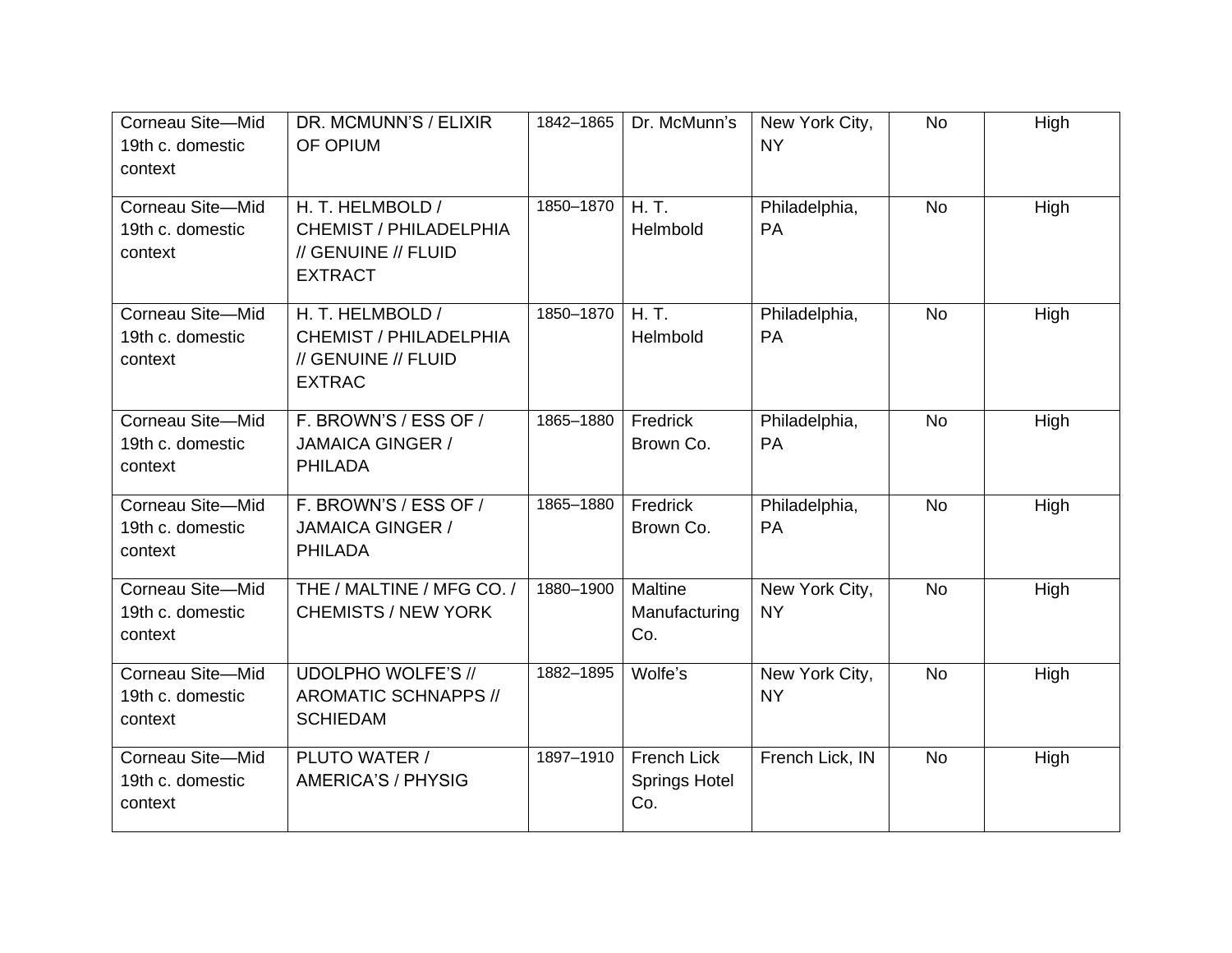| | | | | | | |
|---|---|---|---|---|---|---|
| Corneau Site—Mid 19th c. domestic context | DR. MCMUNN'S / ELIXIR OF OPIUM | 1842–1865 | Dr. McMunn's | New York City, NY | No | High |
| Corneau Site—Mid 19th c. domestic context | H. T. HELMBOLD / CHEMIST / PHILADELPHIA // GENUINE // FLUID EXTRACT | 1850–1870 | H. T. Helmbold | Philadelphia, PA | No | High |
| Corneau Site—Mid 19th c. domestic context | H. T. HELMBOLD / CHEMIST / PHILADELPHIA // GENUINE // FLUID EXTRAC | 1850–1870 | H. T. Helmbold | Philadelphia, PA | No | High |
| Corneau Site—Mid 19th c. domestic context | F. BROWN'S / ESS OF / JAMAICA GINGER / PHILADA | 1865–1880 | Fredrick Brown Co. | Philadelphia, PA | No | High |
| Corneau Site—Mid 19th c. domestic context | F. BROWN'S / ESS OF / JAMAICA GINGER / PHILADA | 1865–1880 | Fredrick Brown Co. | Philadelphia, PA | No | High |
| Corneau Site—Mid 19th c. domestic context | THE / MALTINE / MFG CO. / CHEMISTS / NEW YORK | 1880–1900 | Maltine Manufacturing Co. | New York City, NY | No | High |
| Corneau Site—Mid 19th c. domestic context | UDOLPHO WOLFE'S // AROMATIC SCHNAPPS // SCHIEDAM | 1882–1895 | Wolfe's | New York City, NY | No | High |
| Corneau Site—Mid 19th c. domestic context | PLUTO WATER / AMERICA'S / PHYSIG | 1897–1910 | French Lick Springs Hotel Co. | French Lick, IN | No | High |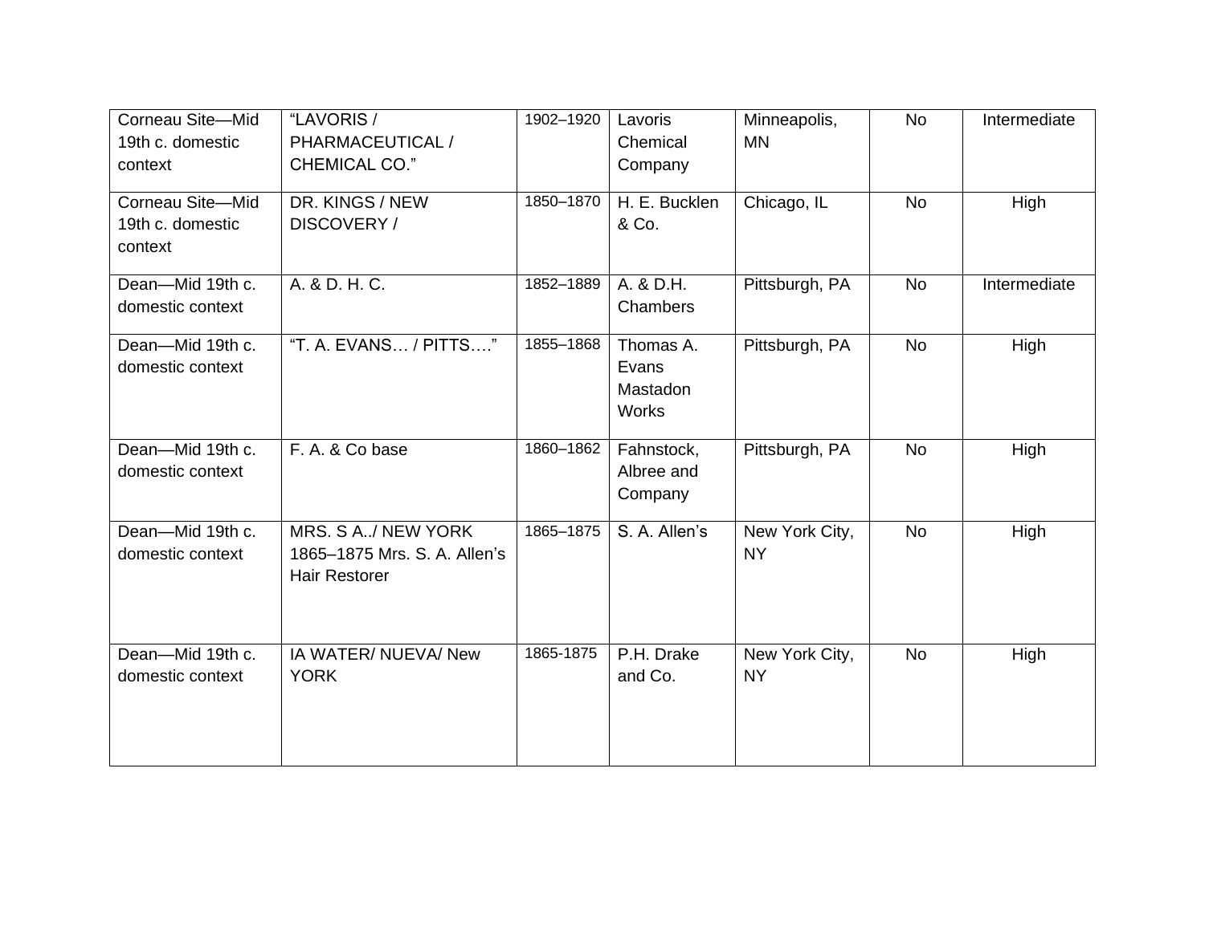| | | | | | | |
|---|---|---|---|---|---|---|
| Corneau Site—Mid 19th c. domestic context | "LAVORIS / PHARMACEUTICAL / CHEMICAL CO." | 1902–1920 | Lavoris Chemical Company | Minneapolis, MN | No | Intermediate |
| Corneau Site—Mid 19th c. domestic context | DR. KINGS / NEW DISCOVERY / | 1850–1870 | H. E. Bucklen & Co. | Chicago, IL | No | High |
| Dean—Mid 19th c. domestic context | A. & D. H. C. | 1852–1889 | A. & D.H. Chambers | Pittsburgh, PA | No | Intermediate |
| Dean—Mid 19th c. domestic context | "T. A. EVANS… / PITTS…." | 1855–1868 | Thomas A. Evans Mastadon Works | Pittsburgh, PA | No | High |
| Dean—Mid 19th c. domestic context | F. A. & Co base | 1860–1862 | Fahnstock, Albree and Company | Pittsburgh, PA | No | High |
| Dean—Mid 19th c. domestic context | MRS. S A../ NEW YORK 1865–1875 Mrs. S. A. Allen's Hair Restorer | 1865–1875 | S. A. Allen's | New York City, NY | No | High |
| Dean—Mid 19th c. domestic context | IA WATER/ NUEVA/ New YORK | 1865-1875 | P.H. Drake and Co. | New York City, NY | No | High |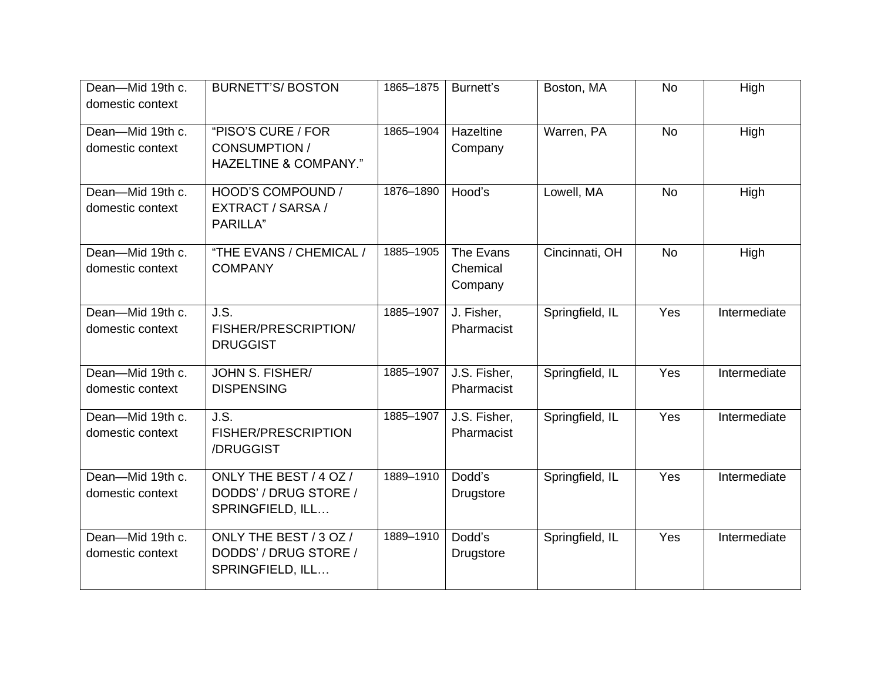| Dean—Mid 19th c. domestic context | BURNETT'S/ BOSTON | 1865–1875 | Burnett's | Boston, MA | No | High |
|---|---|---|---|---|---|---|
| Dean—Mid 19th c. domestic context | "PISO'S CURE / FOR CONSUMPTION / HAZELTINE & COMPANY." | 1865–1904 | Hazeltine Company | Warren, PA | No | High |
| Dean—Mid 19th c. domestic context | HOOD'S COMPOUND / EXTRACT / SARSA / PARILLA" | 1876–1890 | Hood's | Lowell, MA | No | High |
| Dean—Mid 19th c. domestic context | "THE EVANS / CHEMICAL / COMPANY | 1885–1905 | The Evans Chemical Company | Cincinnati, OH | No | High |
| Dean—Mid 19th c. domestic context | J.S. FISHER/PRESCRIPTION/ DRUGGIST | 1885–1907 | J. Fisher, Pharmacist | Springfield, IL | Yes | Intermediate |
| Dean—Mid 19th c. domestic context | JOHN S. FISHER/ DISPENSING | 1885–1907 | J.S. Fisher, Pharmacist | Springfield, IL | Yes | Intermediate |
| Dean—Mid 19th c. domestic context | J.S. FISHER/PRESCRIPTION /DRUGGIST | 1885–1907 | J.S. Fisher, Pharmacist | Springfield, IL | Yes | Intermediate |
| Dean—Mid 19th c. domestic context | ONLY THE BEST / 4 OZ / DODDS' / DRUG STORE / SPRINGFIELD, ILL… | 1889–1910 | Dodd's Drugstore | Springfield, IL | Yes | Intermediate |
| Dean—Mid 19th c. domestic context | ONLY THE BEST / 3 OZ / DODDS' / DRUG STORE / SPRINGFIELD, ILL… | 1889–1910 | Dodd's Drugstore | Springfield, IL | Yes | Intermediate |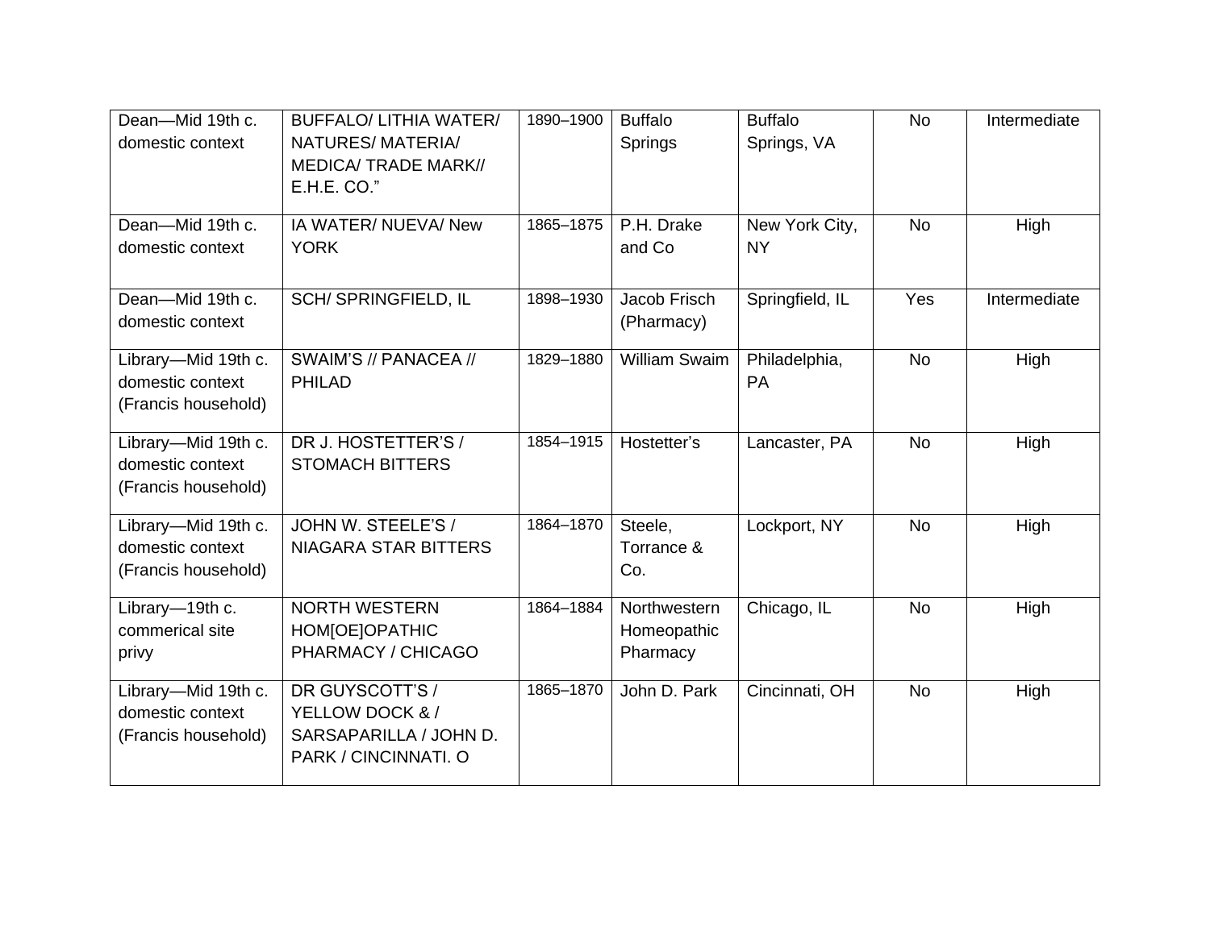| | | | | | | |
|---|---|---|---|---|---|---|
| Dean—Mid 19th c. domestic context | BUFFALO/ LITHIA WATER/ NATURES/ MATERIA/ MEDICA/ TRADE MARK// E.H.E. CO.” | 1890–1900 | Buffalo Springs | Buffalo Springs, VA | No | Intermediate |
| Dean—Mid 19th c. domestic context | IA WATER/ NUEVA/ New YORK | 1865–1875 | P.H. Drake and Co | New York City, NY | No | High |
| Dean—Mid 19th c. domestic context | SCH/ SPRINGFIELD, IL | 1898–1930 | Jacob Frisch (Pharmacy) | Springfield, IL | Yes | Intermediate |
| Library—Mid 19th c. domestic context (Francis household) | SWAIM'S // PANACEA // PHILAD | 1829–1880 | William Swaim | Philadelphia, PA | No | High |
| Library—Mid 19th c. domestic context (Francis household) | DR J. HOSTETTER'S / STOMACH BITTERS | 1854–1915 | Hostetter's | Lancaster, PA | No | High |
| Library—Mid 19th c. domestic context (Francis household) | JOHN W. STEELE'S / NIAGARA STAR BITTERS | 1864–1870 | Steele, Torrance & Co. | Lockport, NY | No | High |
| Library—19th c. commerical site privy | NORTH WESTERN HOM[OE]OPATHIC PHARMACY / CHICAGO | 1864–1884 | Northwestern Homeopathic Pharmacy | Chicago, IL | No | High |
| Library—Mid 19th c. domestic context (Francis household) | DR GUYSCOTT'S / YELLOW DOCK & / SARSAPARILLA / JOHN D. PARK / CINCINNATI. O | 1865–1870 | John D. Park | Cincinnati, OH | No | High |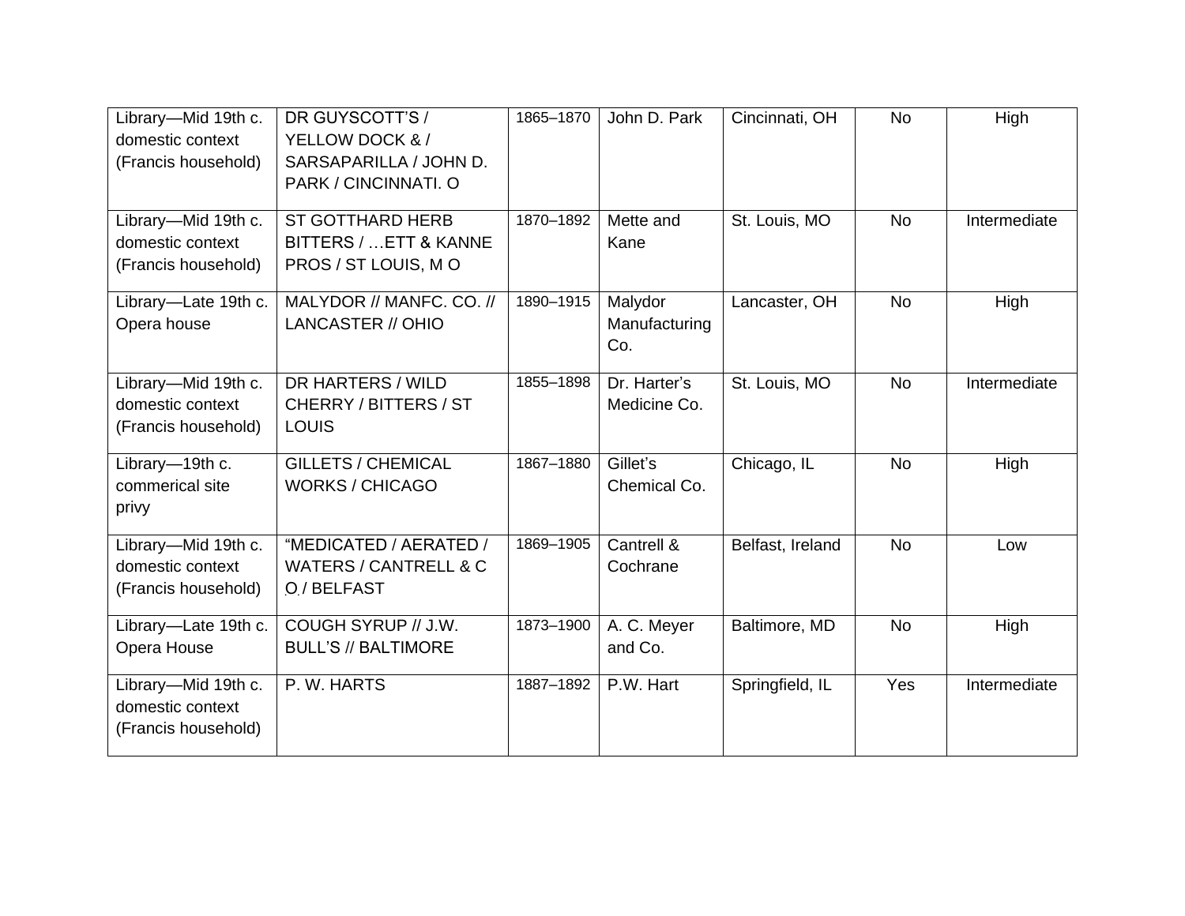| | | | | | | |
|---|---|---|---|---|---|---|
| Library—Mid 19th c. domestic context (Francis household) | DR GUYSCOTT'S / YELLOW DOCK & / SARSAPARILLA / JOHN D. PARK / CINCINNATI. O | 1865–1870 | John D. Park | Cincinnati, OH | No | High |
| Library—Mid 19th c. domestic context (Francis household) | ST GOTTHARD HERB BITTERS / …ETT & KANNE PROS / ST LOUIS, M O | 1870–1892 | Mette and Kane | St. Louis, MO | No | Intermediate |
| Library—Late 19th c. Opera house | MALYDOR // MANFC. CO. // LANCASTER // OHIO | 1890–1915 | Malydor Manufacturing Co. | Lancaster, OH | No | High |
| Library—Mid 19th c. domestic context (Francis household) | DR HARTERS / WILD CHERRY / BITTERS / ST LOUIS | 1855–1898 | Dr. Harter's Medicine Co. | St. Louis, MO | No | Intermediate |
| Library—19th c. commerical site privy | GILLETS / CHEMICAL WORKS / CHICAGO | 1867–1880 | Gillet's Chemical Co. | Chicago, IL | No | High |
| Library—Mid 19th c. domestic context (Francis household) | "MEDICATED / AERATED / WATERS / CANTRELL & C O / BELFAST | 1869–1905 | Cantrell & Cochrane | Belfast, Ireland | No | Low |
| Library—Late 19th c. Opera House | COUGH SYRUP // J.W. BULL'S // BALTIMORE | 1873–1900 | A. C. Meyer and Co. | Baltimore, MD | No | High |
| Library—Mid 19th c. domestic context (Francis household) | P. W. HARTS | 1887–1892 | P.W. Hart | Springfield, IL | Yes | Intermediate |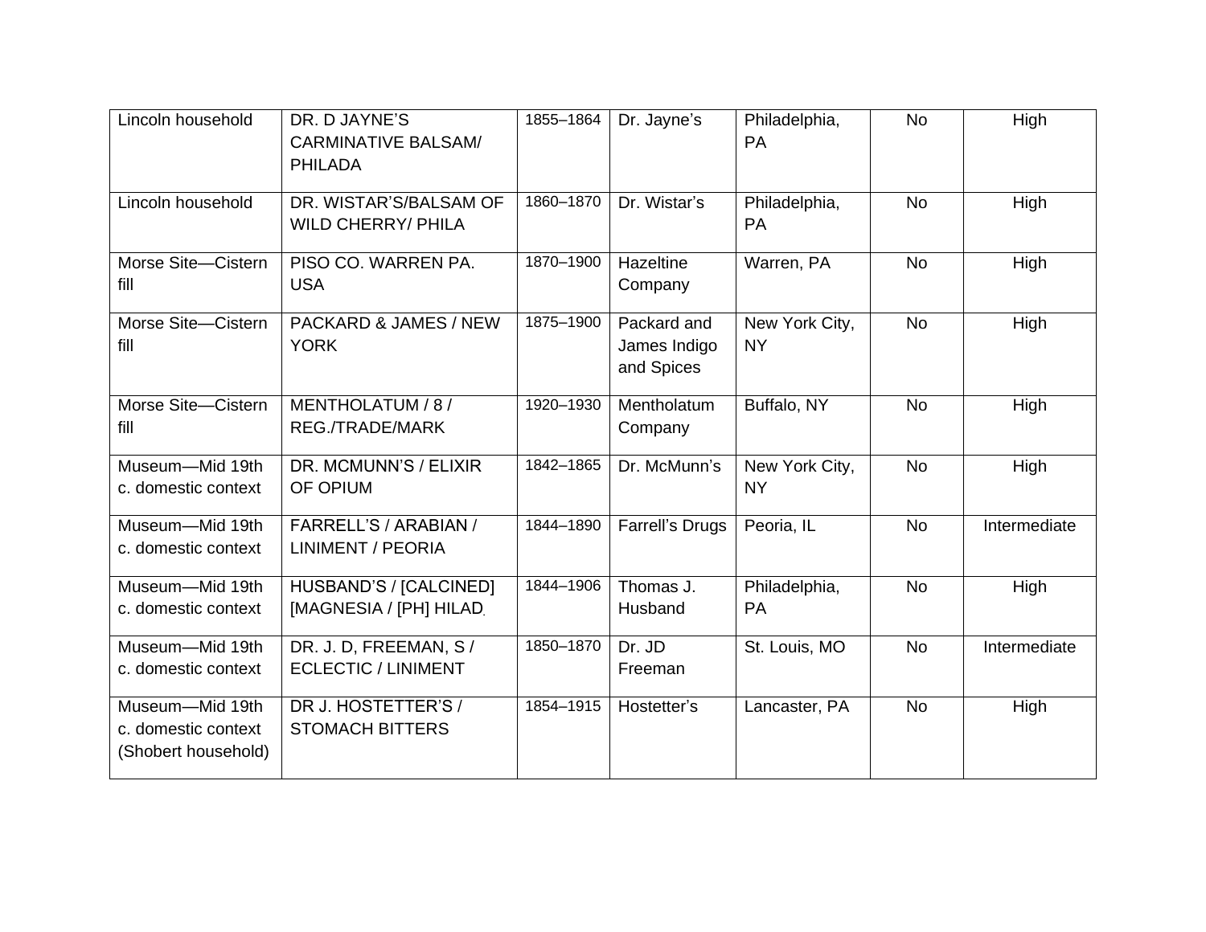| Lincoln household | DR. D JAYNE'S CARMINATIVE BALSAM/ PHILADA | 1855–1864 | Dr. Jayne's | Philadelphia, PA | No | High |
|---|---|---|---|---|---|---|
| Lincoln household | DR. WISTAR'S/BALSAM OF WILD CHERRY/ PHILA | 1860–1870 | Dr. Wistar's | Philadelphia, PA | No | High |
| Morse Site—Cistern fill | PISO CO. WARREN PA. USA | 1870–1900 | Hazeltine Company | Warren, PA | No | High |
| Morse Site—Cistern fill | PACKARD & JAMES / NEW YORK | 1875–1900 | Packard and James Indigo and Spices | New York City, NY | No | High |
| Morse Site—Cistern fill | MENTHOLATUM / 8 / REG./TRADE/MARK | 1920–1930 | Mentholatum Company | Buffalo, NY | No | High |
| Museum—Mid 19th c. domestic context | DR. MCMUNN'S / ELIXIR OF OPIUM | 1842–1865 | Dr. McMunn's | New York City, NY | No | High |
| Museum—Mid 19th c. domestic context | FARRELL'S / ARABIAN / LINIMENT / PEORIA | 1844–1890 | Farrell's Drugs | Peoria, IL | No | Intermediate |
| Museum—Mid 19th c. domestic context | HUSBAND'S / [CALCINED] [MAGNESIA / [PH] HILAD. | 1844–1906 | Thomas J. Husband | Philadelphia, PA | No | High |
| Museum—Mid 19th c. domestic context | DR. J. D, FREEMAN, S / ECLECTIC / LINIMENT | 1850–1870 | Dr. JD Freeman | St. Louis, MO | No | Intermediate |
| Museum—Mid 19th c. domestic context (Shobert household) | DR J. HOSTETTER'S / STOMACH BITTERS | 1854–1915 | Hostetter's | Lancaster, PA | No | High |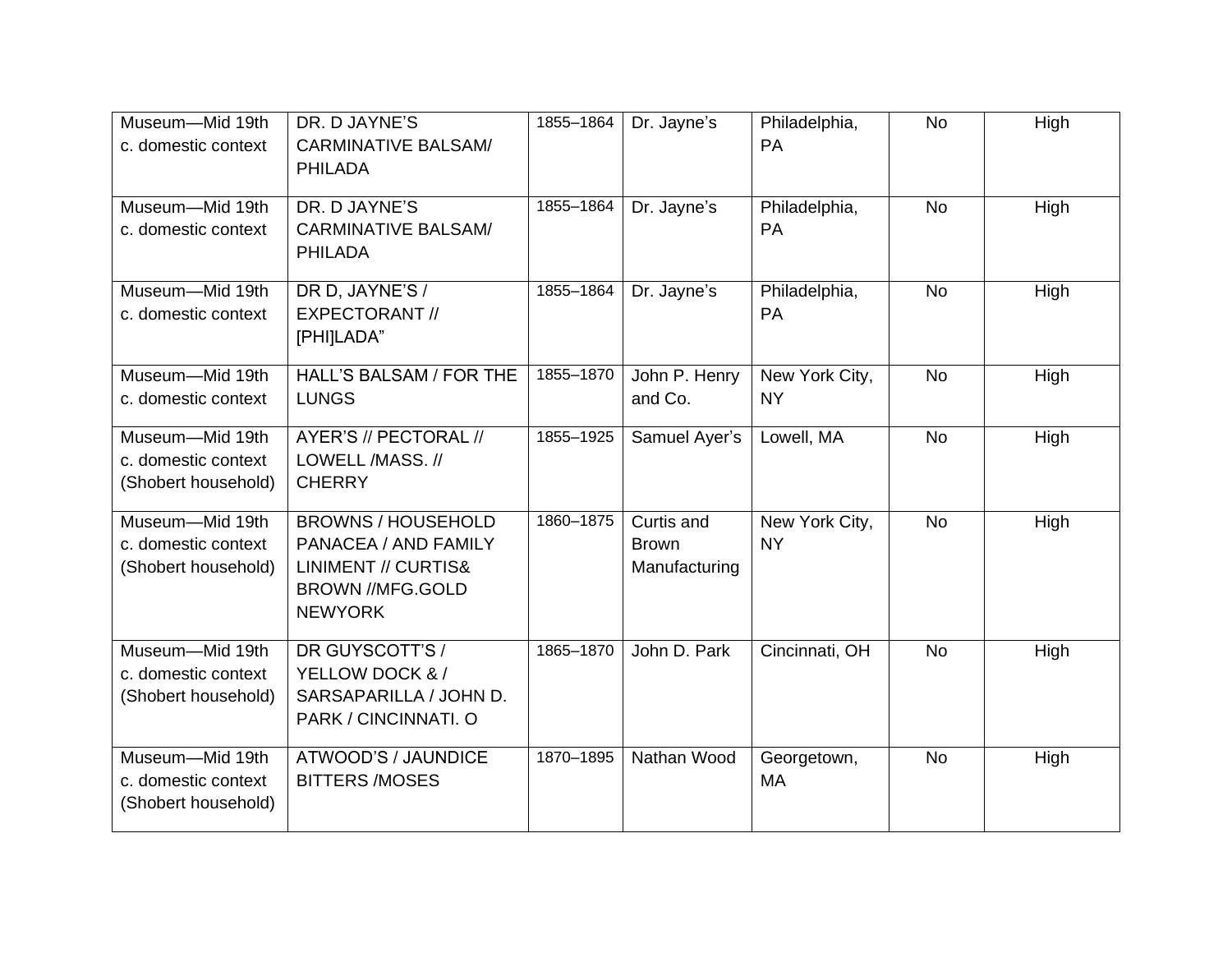| Museum—Mid 19th c. domestic context | DR. D JAYNE'S CARMINATIVE BALSAM/ PHILADA | 1855–1864 | Dr. Jayne's | Philadelphia, PA | No | High |
|---|---|---|---|---|---|---|
| Museum—Mid 19th c. domestic context | DR. D JAYNE'S CARMINATIVE BALSAM/ PHILADA | 1855–1864 | Dr. Jayne's | Philadelphia, PA | No | High |
| Museum—Mid 19th c. domestic context | DR D, JAYNE'S / EXPECTORANT // [PHI]LADA" | 1855–1864 | Dr. Jayne's | Philadelphia, PA | No | High |
| Museum—Mid 19th c. domestic context | HALL'S BALSAM / FOR THE LUNGS | 1855–1870 | John P. Henry and Co. | New York City, NY | No | High |
| Museum—Mid 19th c. domestic context (Shobert household) | AYER'S // PECTORAL // LOWELL /MASS. // CHERRY | 1855–1925 | Samuel Ayer's | Lowell, MA | No | High |
| Museum—Mid 19th c. domestic context (Shobert household) | BROWNS / HOUSEHOLD PANACEA / AND FAMILY LINIMENT // CURTIS& BROWN //MFG.GOLD NEWYORK | 1860–1875 | Curtis and Brown Manufacturing | New York City, NY | No | High |
| Museum—Mid 19th c. domestic context (Shobert household) | DR GUYSCOTT'S / YELLOW DOCK & / SARSAPARILLA / JOHN D. PARK / CINCINNATI. O | 1865–1870 | John D. Park | Cincinnati, OH | No | High |
| Museum—Mid 19th c. domestic context (Shobert household) | ATWOOD'S / JAUNDICE BITTERS /MOSES | 1870–1895 | Nathan Wood | Georgetown, MA | No | High |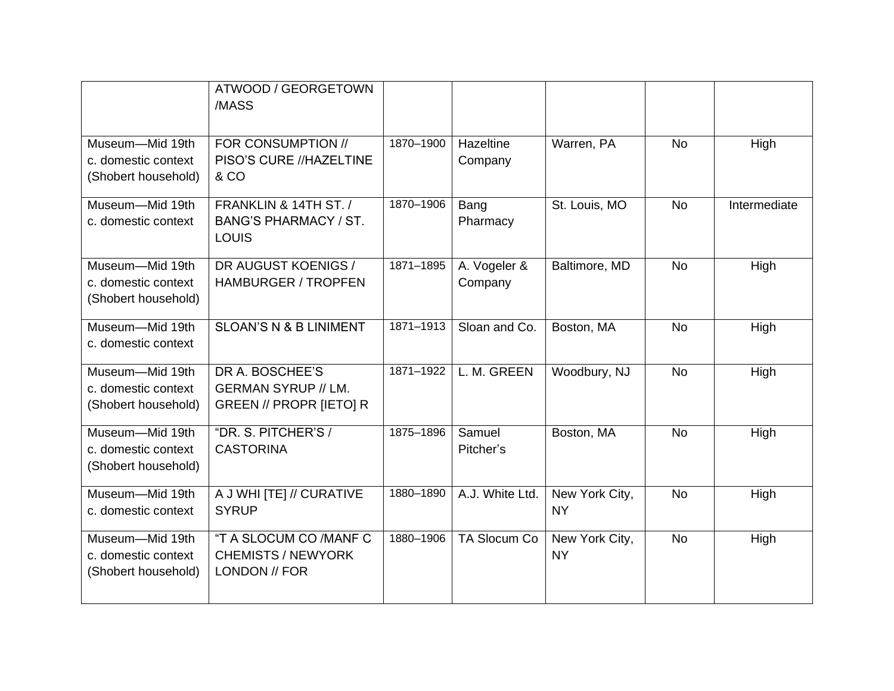| | | | | | | |
|---|---|---|---|---|---|---|
| | ATWOOD / GEORGETOWN /MASS | | | | | |
| Museum—Mid 19th c. domestic context (Shobert household) | FOR CONSUMPTION // PISO'S CURE //HAZELTINE & CO | 1870–1900 | Hazeltine Company | Warren, PA | No | High |
| Museum—Mid 19th c. domestic context | FRANKLIN & 14TH ST. / BANG'S PHARMACY / ST. LOUIS | 1870–1906 | Bang Pharmacy | St. Louis, MO | No | Intermediate |
| Museum—Mid 19th c. domestic context (Shobert household) | DR AUGUST KOENIGS / HAMBURGER / TROPFEN | 1871–1895 | A. Vogeler & Company | Baltimore, MD | No | High |
| Museum—Mid 19th c. domestic context | SLOAN'S N & B LINIMENT | 1871–1913 | Sloan and Co. | Boston, MA | No | High |
| Museum—Mid 19th c. domestic context (Shobert household) | DR A. BOSCHEE'S GERMAN SYRUP // LM. GREEN // PROPR [IETO] R | 1871–1922 | L. M. GREEN | Woodbury, NJ | No | High |
| Museum—Mid 19th c. domestic context (Shobert household) | "DR. S. PITCHER'S / CASTORINA | 1875–1896 | Samuel Pitcher's | Boston, MA | No | High |
| Museum—Mid 19th c. domestic context | A J WHI [TE] // CURATIVE SYRUP | 1880–1890 | A.J. White Ltd. | New York City, NY | No | High |
| Museum—Mid 19th c. domestic context (Shobert household) | "T A SLOCUM CO /MANF C CHEMISTS / NEWYORK LONDON // FOR | 1880–1906 | TA Slocum Co | New York City, NY | No | High |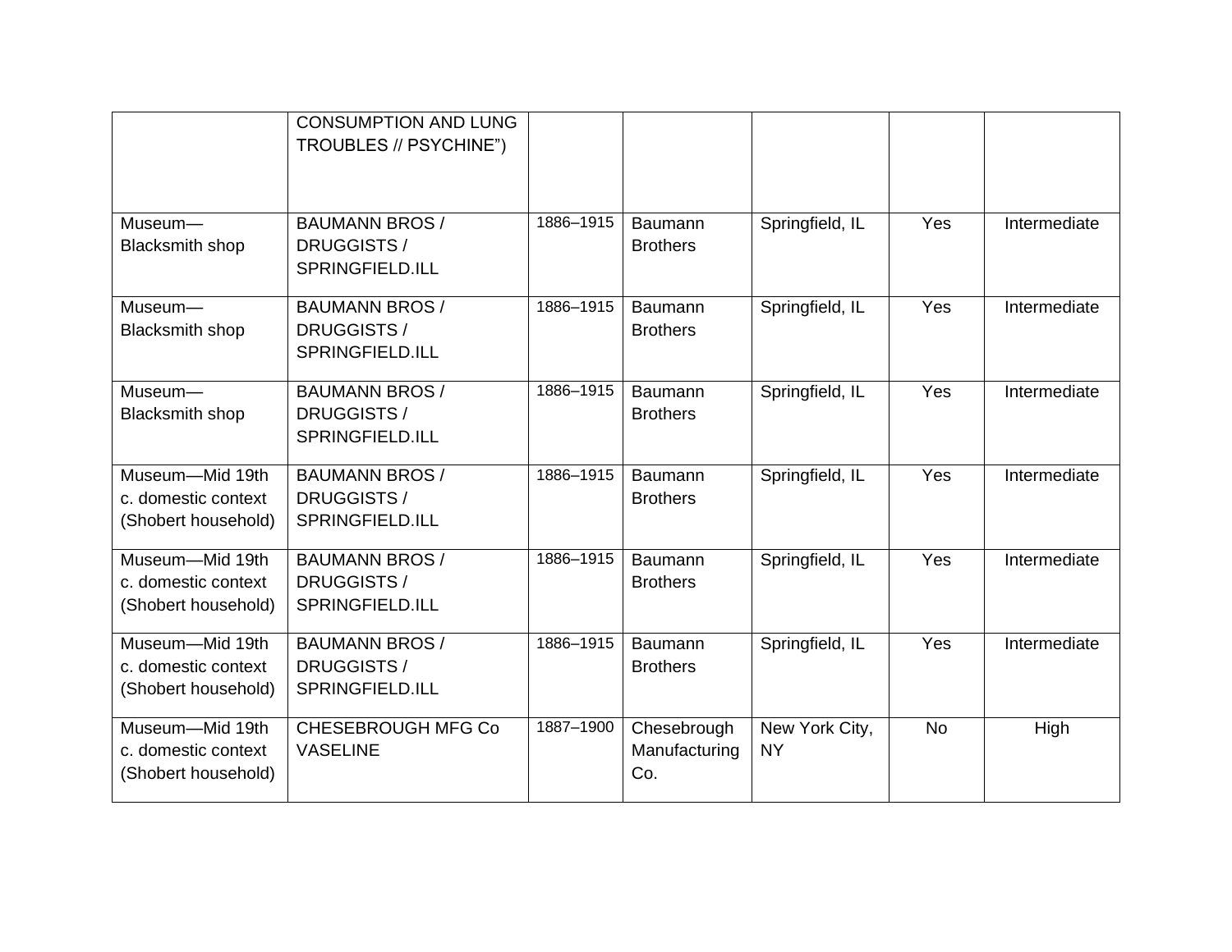| | | | | | | |
|---|---|---|---|---|---|---|
| | CONSUMPTION AND LUNG TROUBLES // PSYCHINE”) | | | | | |
| Museum—Blacksmith shop | BAUMANN BROS / DRUGGISTS / SPRINGFIELD.ILL | 1886–1915 | Baumann Brothers | Springfield, IL | Yes | Intermediate |
| Museum—Blacksmith shop | BAUMANN BROS / DRUGGISTS / SPRINGFIELD.ILL | 1886–1915 | Baumann Brothers | Springfield, IL | Yes | Intermediate |
| Museum—Blacksmith shop | BAUMANN BROS / DRUGGISTS / SPRINGFIELD.ILL | 1886–1915 | Baumann Brothers | Springfield, IL | Yes | Intermediate |
| Museum—Mid 19th c. domestic context (Shobert household) | BAUMANN BROS / DRUGGISTS / SPRINGFIELD.ILL | 1886–1915 | Baumann Brothers | Springfield, IL | Yes | Intermediate |
| Museum—Mid 19th c. domestic context (Shobert household) | BAUMANN BROS / DRUGGISTS / SPRINGFIELD.ILL | 1886–1915 | Baumann Brothers | Springfield, IL | Yes | Intermediate |
| Museum—Mid 19th c. domestic context (Shobert household) | BAUMANN BROS / DRUGGISTS / SPRINGFIELD.ILL | 1886–1915 | Baumann Brothers | Springfield, IL | Yes | Intermediate |
| Museum—Mid 19th c. domestic context (Shobert household) | CHESEBROUGH MFG Co VASELINE | 1887–1900 | Chesebrough Manufacturing Co. | New York City, NY | No | High |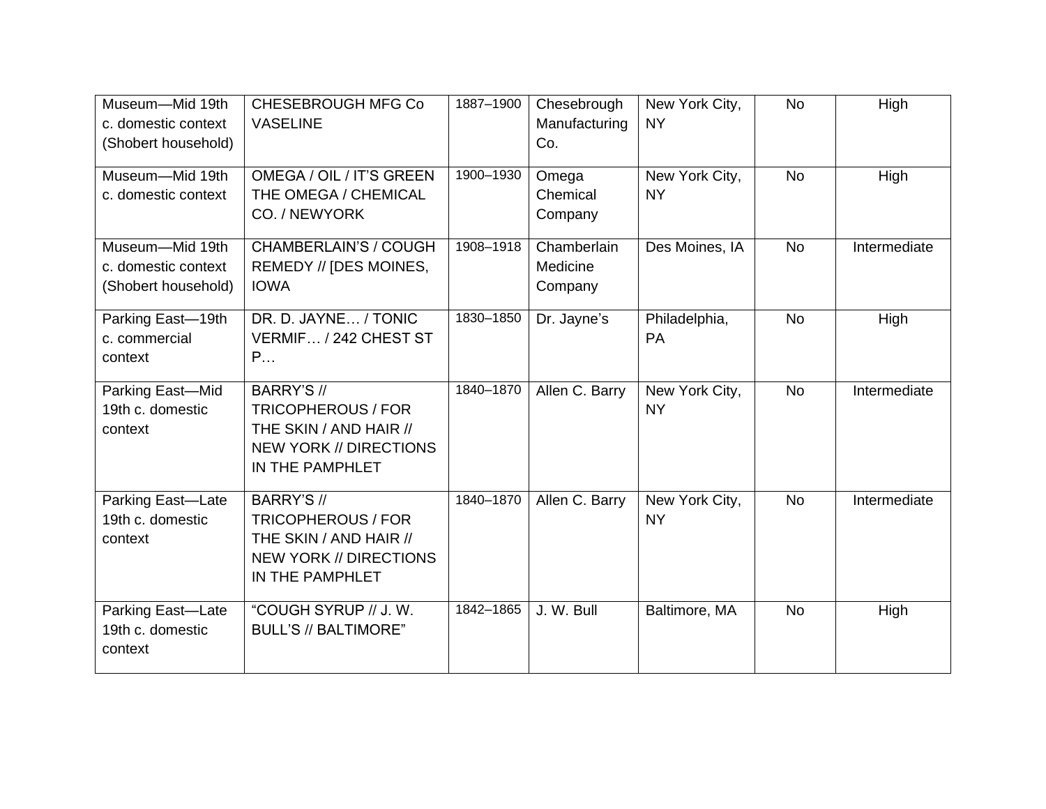| | | | | | | |
|---|---|---|---|---|---|---|
| Museum—Mid 19th c. domestic context (Shobert household) | CHESEBROUGH MFG Co VASELINE | 1887–1900 | Chesebrough Manufacturing Co. | New York City, NY | No | High |
| Museum—Mid 19th c. domestic context | OMEGA / OIL / IT'S GREEN THE OMEGA / CHEMICAL CO. / NEWYORK | 1900–1930 | Omega Chemical Company | New York City, NY | No | High |
| Museum—Mid 19th c. domestic context (Shobert household) | CHAMBERLAIN'S / COUGH REMEDY // [DES MOINES, IOWA | 1908–1918 | Chamberlain Medicine Company | Des Moines, IA | No | Intermediate |
| Parking East—19th c. commercial context | DR. D. JAYNE… / TONIC VERMIF… / 242 CHEST ST P… | 1830–1850 | Dr. Jayne's | Philadelphia, PA | No | High |
| Parking East—Mid 19th c. domestic context | BARRY'S // TRICOPHEROUS / FOR THE SKIN / AND HAIR // NEW YORK // DIRECTIONS IN THE PAMPHLET | 1840–1870 | Allen C. Barry | New York City, NY | No | Intermediate |
| Parking East—Late 19th c. domestic context | BARRY'S // TRICOPHEROUS / FOR THE SKIN / AND HAIR // NEW YORK // DIRECTIONS IN THE PAMPHLET | 1840–1870 | Allen C. Barry | New York City, NY | No | Intermediate |
| Parking East—Late 19th c. domestic context | "COUGH SYRUP // J. W. BULL'S // BALTIMORE" | 1842–1865 | J. W. Bull | Baltimore, MA | No | High |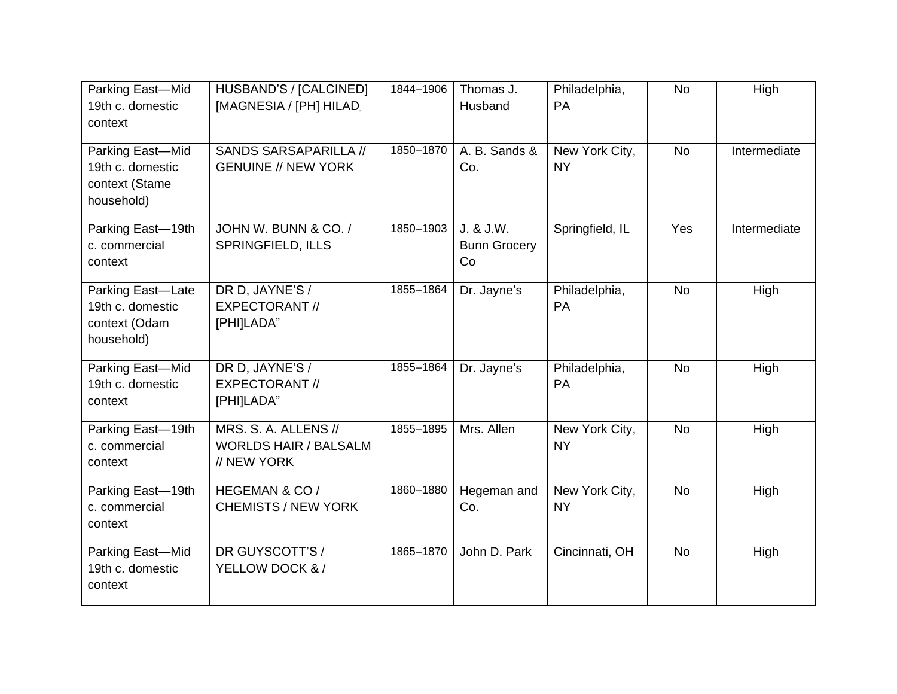| | | | | | | |
|---|---|---|---|---|---|---|
| Parking East—Mid 19th c. domestic context | HUSBAND'S / [CALCINED] [MAGNESIA / [PH] HILAD. | 1844–1906 | Thomas J. Husband | Philadelphia, PA | No | High |
| Parking East—Mid 19th c. domestic context (Stame household) | SANDS SARSAPARILLA // GENUINE // NEW YORK | 1850–1870 | A. B. Sands & Co. | New York City, NY | No | Intermediate |
| Parking East—19th c. commercial context | JOHN W. BUNN & CO. / SPRINGFIELD, ILLS | 1850–1903 | J. & J.W. Bunn Grocery Co | Springfield, IL | Yes | Intermediate |
| Parking East—Late 19th c. domestic context (Odam household) | DR D, JAYNE'S / EXPECTORANT // [PHI]LADA" | 1855–1864 | Dr. Jayne's | Philadelphia, PA | No | High |
| Parking East—Mid 19th c. domestic context | DR D, JAYNE'S / EXPECTORANT // [PHI]LADA" | 1855–1864 | Dr. Jayne's | Philadelphia, PA | No | High |
| Parking East—19th c. commercial context | MRS. S. A. ALLENS // WORLDS HAIR / BALSALM // NEW YORK | 1855–1895 | Mrs. Allen | New York City, NY | No | High |
| Parking East—19th c. commercial context | HEGEMAN & CO / CHEMISTS / NEW YORK | 1860–1880 | Hegeman and Co. | New York City, NY | No | High |
| Parking East—Mid 19th c. domestic context | DR GUYSCOTT'S / YELLOW DOCK & / | 1865–1870 | John D. Park | Cincinnati, OH | No | High |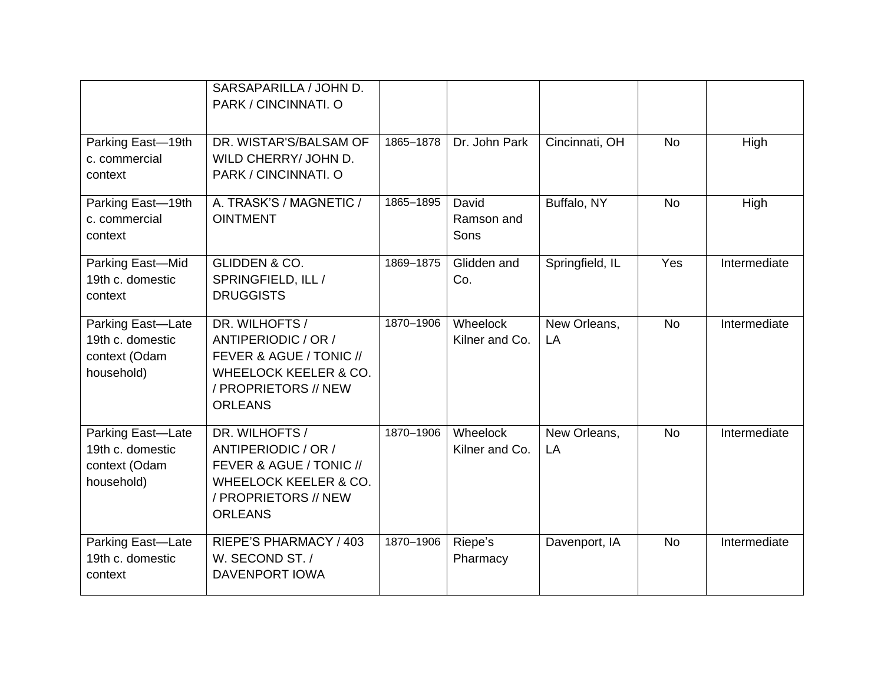| | | | | | | |
|---|---|---|---|---|---|---|
| | SARSAPARILLA / JOHN D. PARK / CINCINNATI. O | | | | | |
| Parking East—19th c. commercial context | DR. WISTAR'S/BALSAM OF WILD CHERRY/ JOHN D. PARK / CINCINNATI. O | 1865–1878 | Dr. John Park | Cincinnati, OH | No | High |
| Parking East—19th c. commercial context | A. TRASK'S / MAGNETIC / OINTMENT | 1865–1895 | David Ramson and Sons | Buffalo, NY | No | High |
| Parking East—Mid 19th c. domestic context | GLIDDEN & CO. SPRINGFIELD, ILL / DRUGGISTS | 1869–1875 | Glidden and Co. | Springfield, IL | Yes | Intermediate |
| Parking East—Late 19th c. domestic context (Odam household) | DR. WILHOFTS / ANTIPERIODIC / OR / FEVER & AGUE / TONIC // WHEELOCK KEELER & CO. / PROPRIETORS // NEW ORLEANS | 1870–1906 | Wheelock Kilner and Co. | New Orleans, LA | No | Intermediate |
| Parking East—Late 19th c. domestic context (Odam household) | DR. WILHOFTS / ANTIPERIODIC / OR / FEVER & AGUE / TONIC // WHEELOCK KEELER & CO. / PROPRIETORS // NEW ORLEANS | 1870–1906 | Wheelock Kilner and Co. | New Orleans, LA | No | Intermediate |
| Parking East—Late 19th c. domestic context | RIEPE'S PHARMACY / 403 W. SECOND ST. / DAVENPORT IOWA | 1870–1906 | Riepe's Pharmacy | Davenport, IA | No | Intermediate |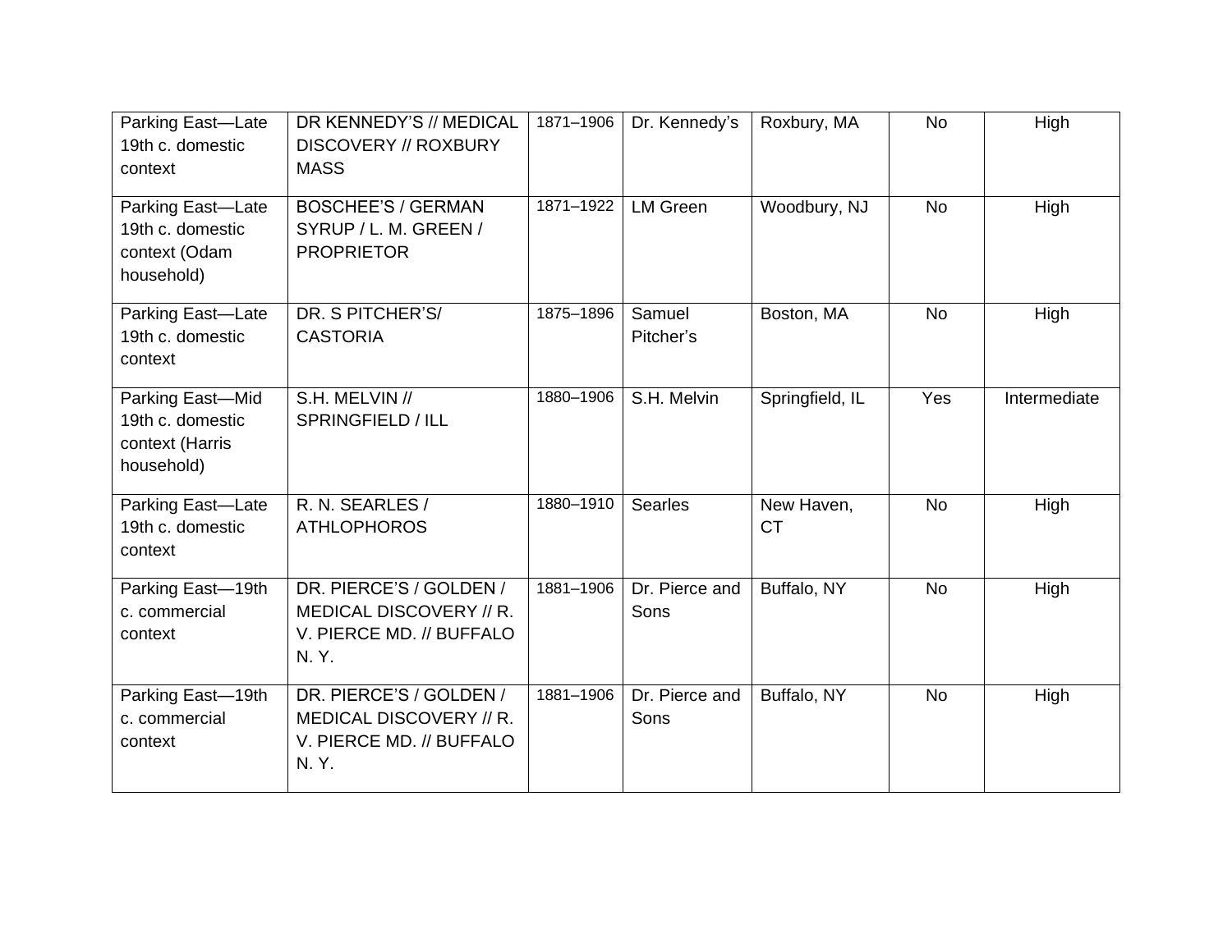| | | | | | | |
|---|---|---|---|---|---|---|
| Parking East—Late 19th c. domestic context | DR KENNEDY'S // MEDICAL DISCOVERY // ROXBURY MASS | 1871–1906 | Dr. Kennedy's | Roxbury, MA | No | High |
| Parking East—Late 19th c. domestic context (Odam household) | BOSCHEE'S / GERMAN SYRUP / L. M. GREEN / PROPRIETOR | 1871–1922 | LM Green | Woodbury, NJ | No | High |
| Parking East—Late 19th c. domestic context | DR. S PITCHER'S/ CASTORIA | 1875–1896 | Samuel Pitcher's | Boston, MA | No | High |
| Parking East—Mid 19th c. domestic context (Harris household) | S.H. MELVIN // SPRINGFIELD / ILL | 1880–1906 | S.H. Melvin | Springfield, IL | Yes | Intermediate |
| Parking East—Late 19th c. domestic context | R. N. SEARLES / ATHLOPHOROS | 1880–1910 | Searles | New Haven, CT | No | High |
| Parking East—19th c. commercial context | DR. PIERCE'S / GOLDEN / MEDICAL DISCOVERY // R. V. PIERCE MD. // BUFFALO N. Y. | 1881–1906 | Dr. Pierce and Sons | Buffalo, NY | No | High |
| Parking East—19th c. commercial context | DR. PIERCE'S / GOLDEN / MEDICAL DISCOVERY // R. V. PIERCE MD. // BUFFALO N. Y. | 1881–1906 | Dr. Pierce and Sons | Buffalo, NY | No | High |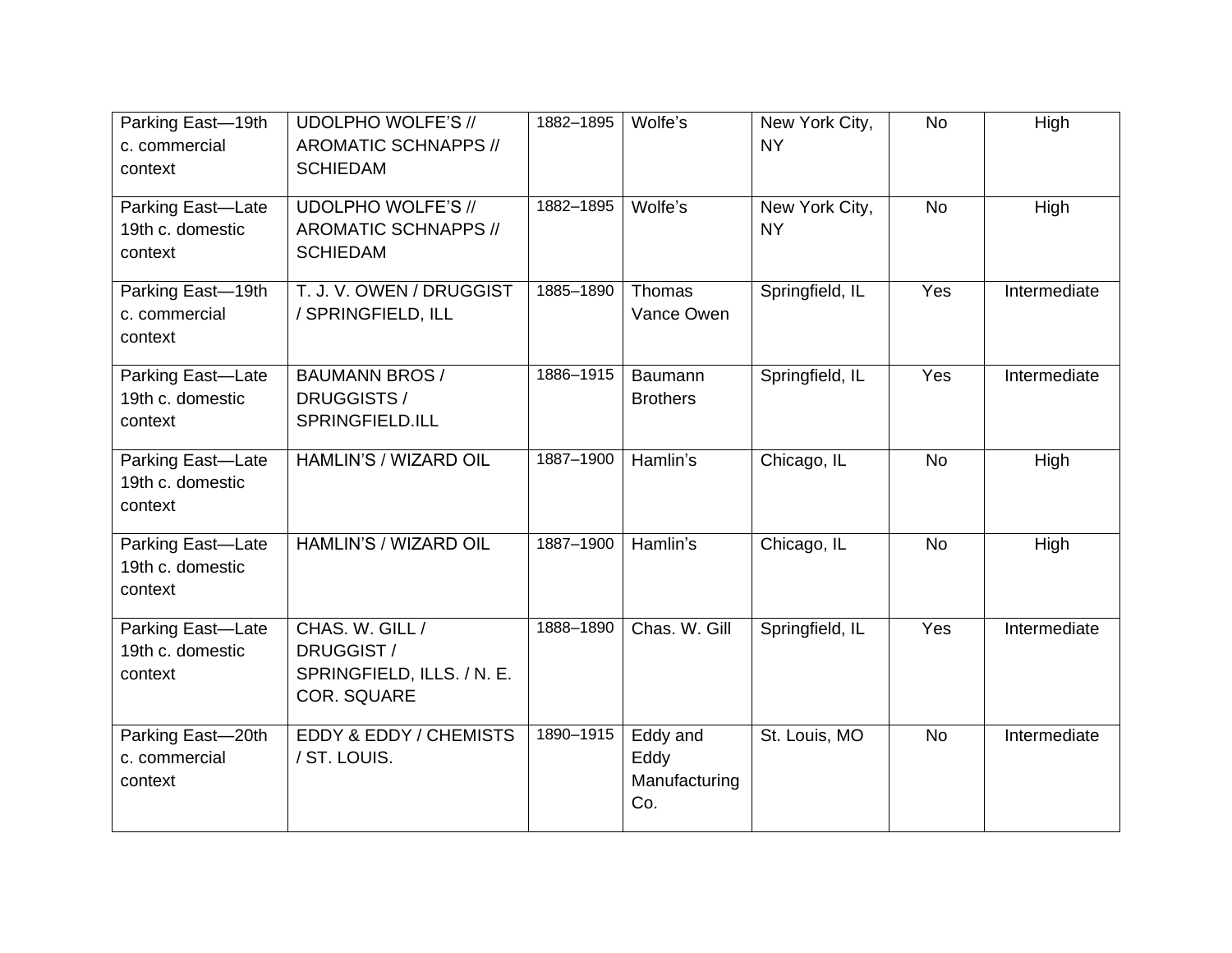| | | | | | | |
|---|---|---|---|---|---|---|
| Parking East—19th c. commercial context | UDOLPHO WOLFE'S // AROMATIC SCHNAPPS // SCHIEDAM | 1882–1895 | Wolfe's | New York City, NY | No | High |
| Parking East—Late 19th c. domestic context | UDOLPHO WOLFE'S // AROMATIC SCHNAPPS // SCHIEDAM | 1882–1895 | Wolfe's | New York City, NY | No | High |
| Parking East—19th c. commercial context | T. J. V. OWEN / DRUGGIST / SPRINGFIELD, ILL | 1885–1890 | Thomas Vance Owen | Springfield, IL | Yes | Intermediate |
| Parking East—Late 19th c. domestic context | BAUMANN BROS / DRUGGISTS / SPRINGFIELD.ILL | 1886–1915 | Baumann Brothers | Springfield, IL | Yes | Intermediate |
| Parking East—Late 19th c. domestic context | HAMLIN'S / WIZARD OIL | 1887–1900 | Hamlin's | Chicago, IL | No | High |
| Parking East—Late 19th c. domestic context | HAMLIN'S / WIZARD OIL | 1887–1900 | Hamlin's | Chicago, IL | No | High |
| Parking East—Late 19th c. domestic context | CHAS. W. GILL / DRUGGIST / SPRINGFIELD, ILLS. / N. E. COR. SQUARE | 1888–1890 | Chas. W. Gill | Springfield, IL | Yes | Intermediate |
| Parking East—20th c. commercial context | EDDY & EDDY / CHEMISTS / ST. LOUIS. | 1890–1915 | Eddy and Eddy Manufacturing Co. | St. Louis, MO | No | Intermediate |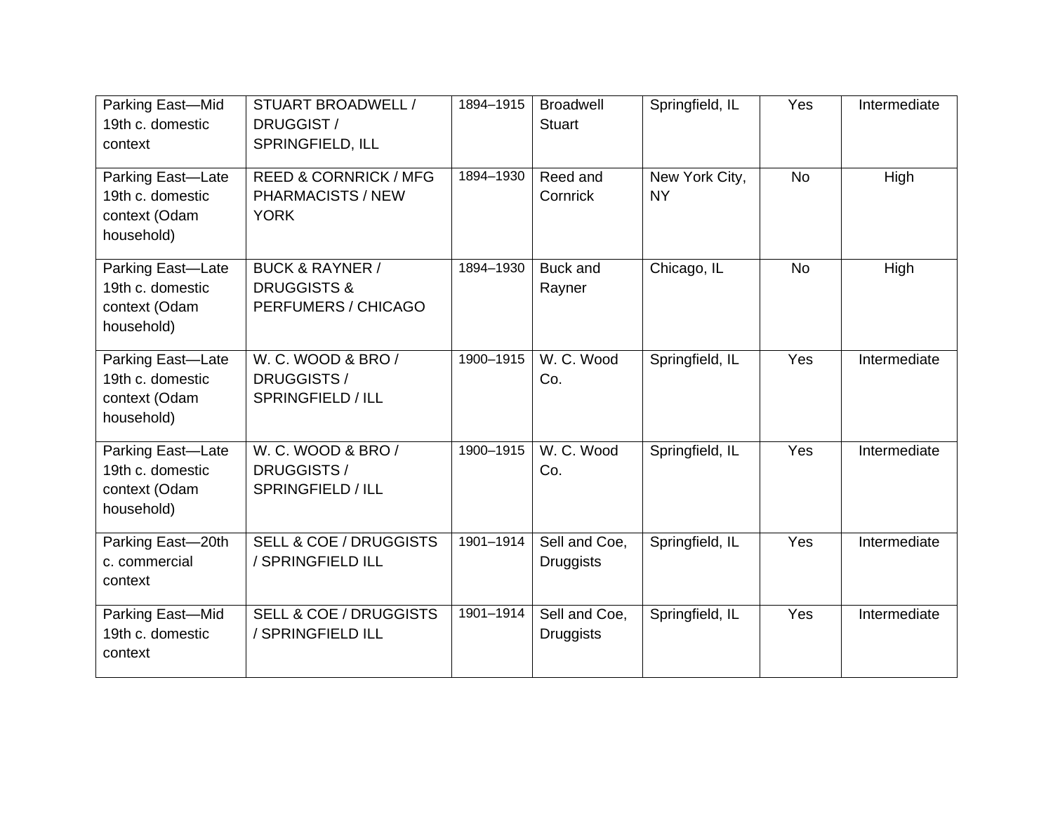| | | | | | | |
|---|---|---|---|---|---|---|
| Parking East—Mid 19th c. domestic context | STUART BROADWELL / DRUGGIST / SPRINGFIELD, ILL | 1894–1915 | Broadwell Stuart | Springfield, IL | Yes | Intermediate |
| Parking East—Late 19th c. domestic context (Odam household) | REED & CORNRICK / MFG PHARMACISTS / NEW YORK | 1894–1930 | Reed and Cornrick | New York City, NY | No | High |
| Parking East—Late 19th c. domestic context (Odam household) | BUCK & RAYNER / DRUGGISTS & PERFUMERS / CHICAGO | 1894–1930 | Buck and Rayner | Chicago, IL | No | High |
| Parking East—Late 19th c. domestic context (Odam household) | W. C. WOOD & BRO / DRUGGISTS / SPRINGFIELD / ILL | 1900–1915 | W. C. Wood Co. | Springfield, IL | Yes | Intermediate |
| Parking East—Late 19th c. domestic context (Odam household) | W. C. WOOD & BRO / DRUGGISTS / SPRINGFIELD / ILL | 1900–1915 | W. C. Wood Co. | Springfield, IL | Yes | Intermediate |
| Parking East—20th c. commercial context | SELL & COE / DRUGGISTS / SPRINGFIELD ILL | 1901–1914 | Sell and Coe, Druggists | Springfield, IL | Yes | Intermediate |
| Parking East—Mid 19th c. domestic context | SELL & COE / DRUGGISTS / SPRINGFIELD ILL | 1901–1914 | Sell and Coe, Druggists | Springfield, IL | Yes | Intermediate |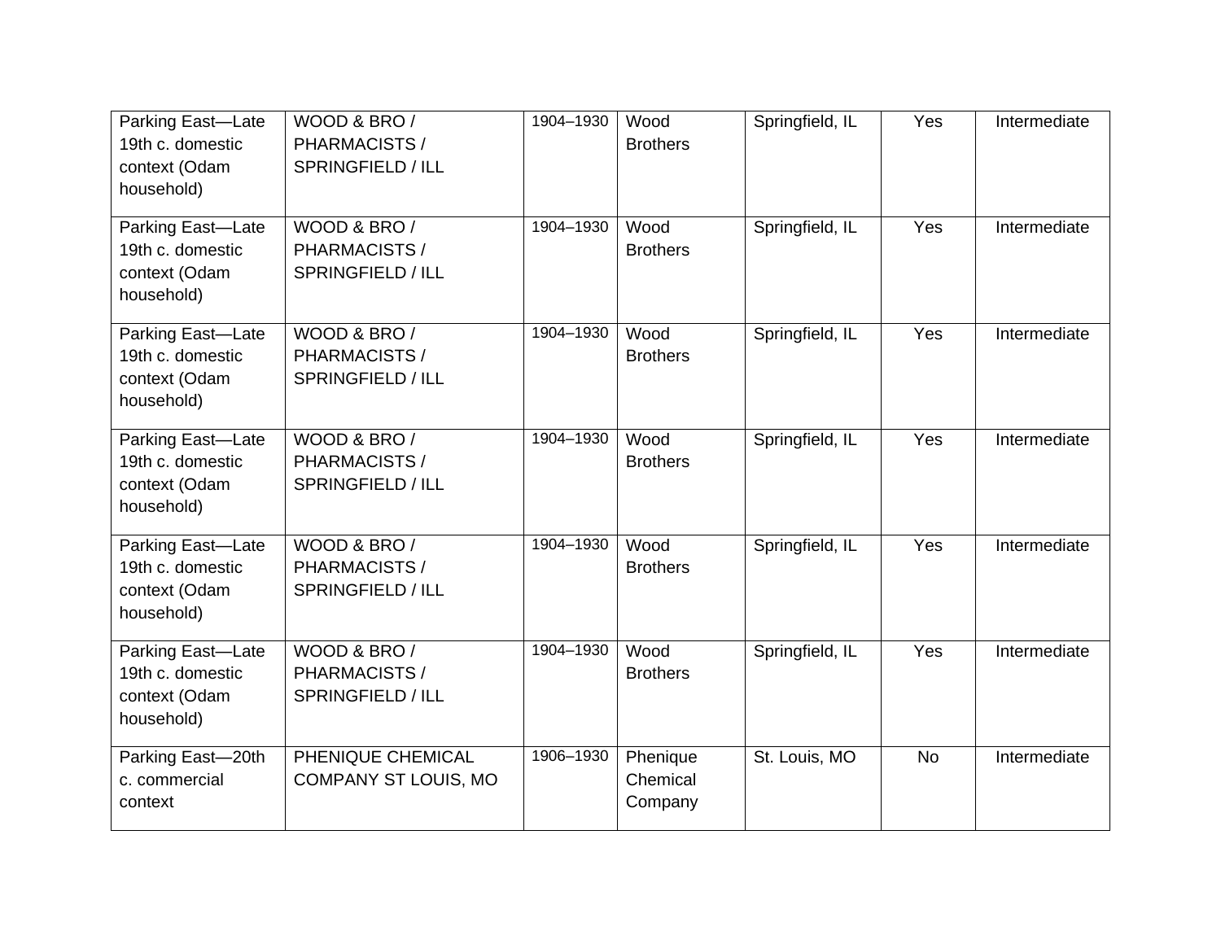| Parking East—Late 19th c. domestic context (Odam household) | WOOD & BRO / PHARMACISTS / SPRINGFIELD / ILL | 1904–1930 | Wood Brothers | Springfield, IL | Yes | Intermediate |
|---|---|---|---|---|---|---|
| Parking East—Late 19th c. domestic context (Odam household) | WOOD & BRO / PHARMACISTS / SPRINGFIELD / ILL | 1904–1930 | Wood Brothers | Springfield, IL | Yes | Intermediate |
| Parking East—Late 19th c. domestic context (Odam household) | WOOD & BRO / PHARMACISTS / SPRINGFIELD / ILL | 1904–1930 | Wood Brothers | Springfield, IL | Yes | Intermediate |
| Parking East—Late 19th c. domestic context (Odam household) | WOOD & BRO / PHARMACISTS / SPRINGFIELD / ILL | 1904–1930 | Wood Brothers | Springfield, IL | Yes | Intermediate |
| Parking East—Late 19th c. domestic context (Odam household) | WOOD & BRO / PHARMACISTS / SPRINGFIELD / ILL | 1904–1930 | Wood Brothers | Springfield, IL | Yes | Intermediate |
| Parking East—Late 19th c. domestic context (Odam household) | WOOD & BRO / PHARMACISTS / SPRINGFIELD / ILL | 1904–1930 | Wood Brothers | Springfield, IL | Yes | Intermediate |
| Parking East—20th c. commercial context | PHENIQUE CHEMICAL COMPANY ST LOUIS, MO | 1906–1930 | Phenique Chemical Company | St. Louis, MO | No | Intermediate |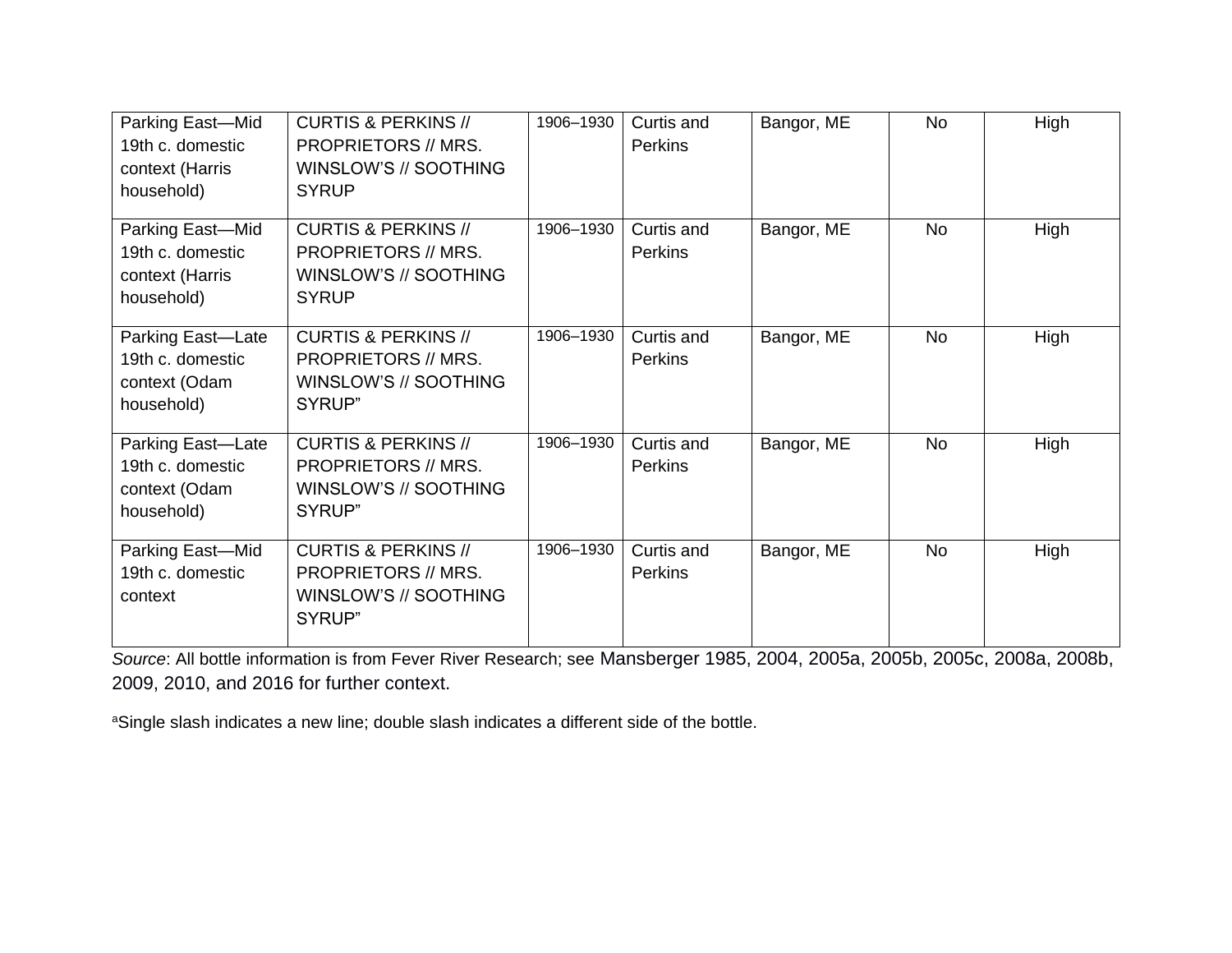| | | | | | | |
|---|---|---|---|---|---|---|
| Parking East—Mid 19th c. domestic context (Harris household) | CURTIS & PERKINS // PROPRIETORS // MRS. WINSLOW'S // SOOTHING SYRUP | 1906–1930 | Curtis and Perkins | Bangor, ME | No | High |
| Parking East—Mid 19th c. domestic context (Harris household) | CURTIS & PERKINS // PROPRIETORS // MRS. WINSLOW'S // SOOTHING SYRUP | 1906–1930 | Curtis and Perkins | Bangor, ME | No | High |
| Parking East—Late 19th c. domestic context (Odam household) | CURTIS & PERKINS // PROPRIETORS // MRS. WINSLOW'S // SOOTHING SYRUP" | 1906–1930 | Curtis and Perkins | Bangor, ME | No | High |
| Parking East—Late 19th c. domestic context (Odam household) | CURTIS & PERKINS // PROPRIETORS // MRS. WINSLOW'S // SOOTHING SYRUP" | 1906–1930 | Curtis and Perkins | Bangor, ME | No | High |
| Parking East—Mid 19th c. domestic context | CURTIS & PERKINS // PROPRIETORS // MRS. WINSLOW'S // SOOTHING SYRUP" | 1906–1930 | Curtis and Perkins | Bangor, ME | No | High |

*Source*: All bottle information is from Fever River Research; see Mansberger 1985, 2004, 2005a, 2005b, 2005c, 2008a, 2008b, 2009, 2010, and 2016 for further context.

[a]Single slash indicates a new line; double slash indicates a different side of the bottle.